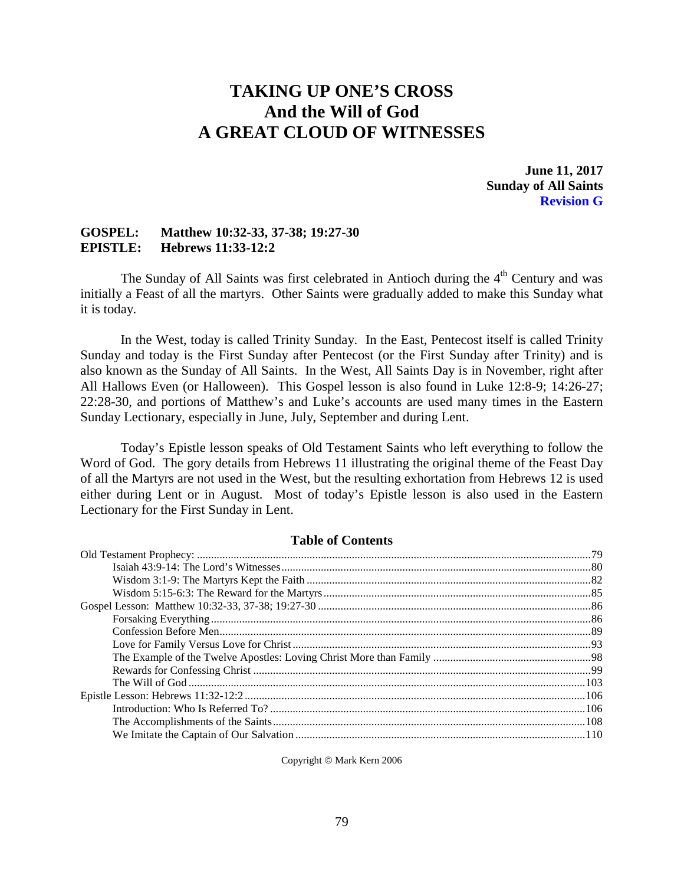# TAKING UP ONE'S CROSS
# And the Will of God
# A GREAT CLOUD OF WITNESSES

**June 11, 2017**
**Sunday of All Saints**
**Revision G**

**GOSPEL:** **Matthew 10:32-33, 37-38; 19:27-30**
**EPISTLE:** **Hebrews 11:33-12:2**

The Sunday of All Saints was first celebrated in Antioch during the 4th Century and was initially a Feast of all the martyrs. Other Saints were gradually added to make this Sunday what it is today.

In the West, today is called Trinity Sunday. In the East, Pentecost itself is called Trinity Sunday and today is the First Sunday after Pentecost (or the First Sunday after Trinity) and is also known as the Sunday of All Saints. In the West, All Saints Day is in November, right after All Hallows Even (or Halloween). This Gospel lesson is also found in Luke 12:8-9; 14:26-27; 22:28-30, and portions of Matthew's and Luke's accounts are used many times in the Eastern Sunday Lectionary, especially in June, July, September and during Lent.

Today's Epistle lesson speaks of Old Testament Saints who left everything to follow the Word of God. The gory details from Hebrews 11 illustrating the original theme of the Feast Day of all the Martyrs are not used in the West, but the resulting exhortation from Hebrews 12 is used either during Lent or in August. Most of today's Epistle lesson is also used in the Eastern Lectionary for the First Sunday in Lent.

### Table of Contents

- Old Testament Prophecy: ... 79
  - Isaiah 43:9-14: The Lord's Witnesses ... 80
  - Wisdom 3:1-9: The Martyrs Kept the Faith ... 82
  - Wisdom 5:15-6:3: The Reward for the Martyrs ... 85
- Gospel Lesson: Matthew 10:32-33, 37-38; 19:27-30 ... 86
  - Forsaking Everything ... 86
  - Confession Before Men ... 89
  - Love for Family Versus Love for Christ ... 93
  - The Example of the Twelve Apostles: Loving Christ More than Family ... 98
  - Rewards for Confessing Christ ... 99
  - The Will of God ... 103
- Epistle Lesson: Hebrews 11:32-12:2 ... 106
  - Introduction: Who Is Referred To? ... 106
  - The Accomplishments of the Saints ... 108
  - We Imitate the Captain of Our Salvation ... 110

Copyright © Mark Kern 2006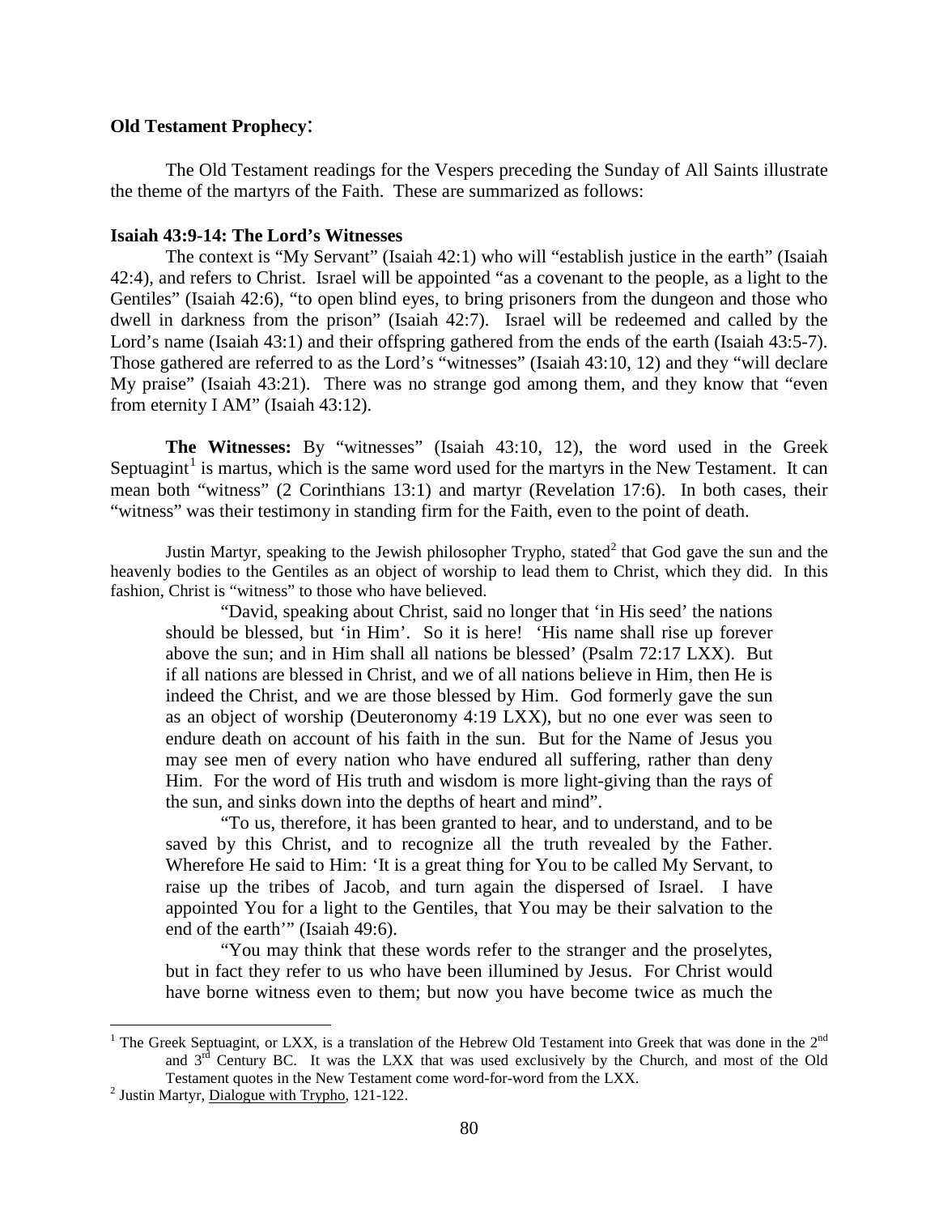**Old Testament Prophecy**:

The Old Testament readings for the Vespers preceding the Sunday of All Saints illustrate the theme of the martyrs of the Faith. These are summarized as follows:

**Isaiah 43:9-14: The Lord's Witnesses**

The context is "My Servant" (Isaiah 42:1) who will "establish justice in the earth" (Isaiah 42:4), and refers to Christ. Israel will be appointed "as a covenant to the people, as a light to the Gentiles" (Isaiah 42:6), "to open blind eyes, to bring prisoners from the dungeon and those who dwell in darkness from the prison" (Isaiah 42:7). Israel will be redeemed and called by the Lord's name (Isaiah 43:1) and their offspring gathered from the ends of the earth (Isaiah 43:5-7). Those gathered are referred to as the Lord's "witnesses" (Isaiah 43:10, 12) and they "will declare My praise" (Isaiah 43:21). There was no strange god among them, and they know that "even from eternity I AM" (Isaiah 43:12).

**The Witnesses:** By "witnesses" (Isaiah 43:10, 12), the word used in the Greek Septuagint[1] is martus, which is the same word used for the martyrs in the New Testament. It can mean both "witness" (2 Corinthians 13:1) and martyr (Revelation 17:6). In both cases, their "witness" was their testimony in standing firm for the Faith, even to the point of death.

Justin Martyr, speaking to the Jewish philosopher Trypho, stated[2] that God gave the sun and the heavenly bodies to the Gentiles as an object of worship to lead them to Christ, which they did. In this fashion, Christ is "witness" to those who have believed.

> "David, speaking about Christ, said no longer that 'in His seed' the nations should be blessed, but 'in Him'. So it is here! 'His name shall rise up forever above the sun; and in Him shall all nations be blessed' (Psalm 72:17 LXX). But if all nations are blessed in Christ, and we of all nations believe in Him, then He is indeed the Christ, and we are those blessed by Him. God formerly gave the sun as an object of worship (Deuteronomy 4:19 LXX), but no one ever was seen to endure death on account of his faith in the sun. But for the Name of Jesus you may see men of every nation who have endured all suffering, rather than deny Him. For the word of His truth and wisdom is more light-giving than the rays of the sun, and sinks down into the depths of heart and mind".
>
> "To us, therefore, it has been granted to hear, and to understand, and to be saved by this Christ, and to recognize all the truth revealed by the Father. Wherefore He said to Him: 'It is a great thing for You to be called My Servant, to raise up the tribes of Jacob, and turn again the dispersed of Israel. I have appointed You for a light to the Gentiles, that You may be their salvation to the end of the earth'" (Isaiah 49:6).
>
> "You may think that these words refer to the stranger and the proselytes, but in fact they refer to us who have been illumined by Jesus. For Christ would have borne witness even to them; but now you have become twice as much the

---

[1] The Greek Septuagint, or LXX, is a translation of the Hebrew Old Testament into Greek that was done in the 2nd and 3rd Century BC. It was the LXX that was used exclusively by the Church, and most of the Old Testament quotes in the New Testament come word-for-word from the LXX.

[2] Justin Martyr, Dialogue with Trypho, 121-122.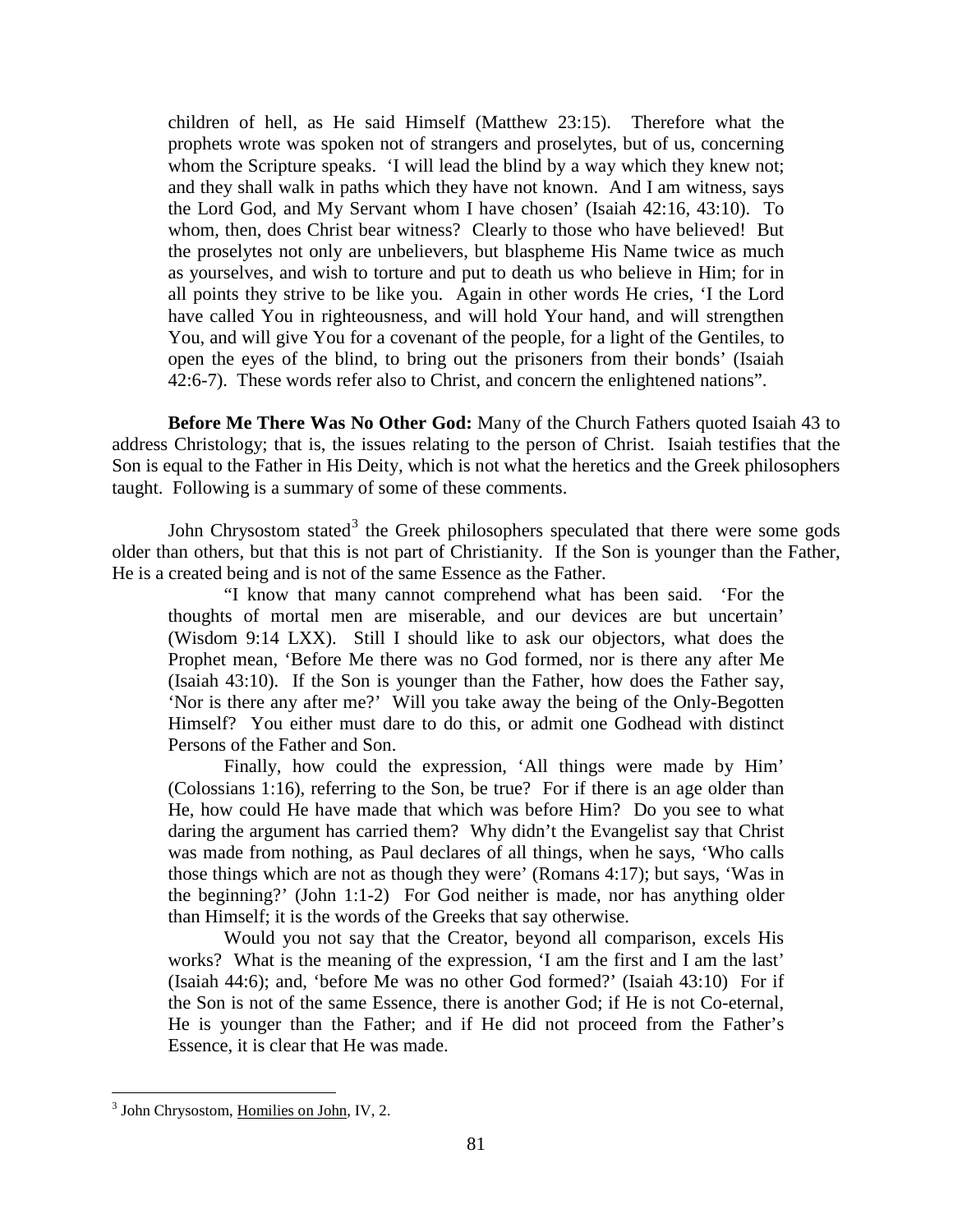> children of hell, as He said Himself (Matthew 23:15). Therefore what the prophets wrote was spoken not of strangers and proselytes, but of us, concerning whom the Scripture speaks. 'I will lead the blind by a way which they knew not; and they shall walk in paths which they have not known. And I am witness, says the Lord God, and My Servant whom I have chosen' (Isaiah 42:16, 43:10). To whom, then, does Christ bear witness? Clearly to those who have believed! But the proselytes not only are unbelievers, but blaspheme His Name twice as much as yourselves, and wish to torture and put to death us who believe in Him; for in all points they strive to be like you. Again in other words He cries, 'I the Lord have called You in righteousness, and will hold Your hand, and will strengthen You, and will give You for a covenant of the people, for a light of the Gentiles, to open the eyes of the blind, to bring out the prisoners from their bonds' (Isaiah 42:6-7). These words refer also to Christ, and concern the enlightened nations".

**Before Me There Was No Other God:** Many of the Church Fathers quoted Isaiah 43 to address Christology; that is, the issues relating to the person of Christ. Isaiah testifies that the Son is equal to the Father in His Deity, which is not what the heretics and the Greek philosophers taught. Following is a summary of some of these comments.

John Chrysostom stated[3] the Greek philosophers speculated that there were some gods older than others, but that this is not part of Christianity. If the Son is younger than the Father, He is a created being and is not of the same Essence as the Father.

> "I know that many cannot comprehend what has been said. 'For the thoughts of mortal men are miserable, and our devices are but uncertain' (Wisdom 9:14 LXX). Still I should like to ask our objectors, what does the Prophet mean, 'Before Me there was no God formed, nor is there any after Me (Isaiah 43:10). If the Son is younger than the Father, how does the Father say, 'Nor is there any after me?' Will you take away the being of the Only-Begotten Himself? You either must dare to do this, or admit one Godhead with distinct Persons of the Father and Son.
>
> Finally, how could the expression, 'All things were made by Him' (Colossians 1:16), referring to the Son, be true? For if there is an age older than He, how could He have made that which was before Him? Do you see to what daring the argument has carried them? Why didn't the Evangelist say that Christ was made from nothing, as Paul declares of all things, when he says, 'Who calls those things which are not as though they were' (Romans 4:17); but says, 'Was in the beginning?' (John 1:1-2) For God neither is made, nor has anything older than Himself; it is the words of the Greeks that say otherwise.
>
> Would you not say that the Creator, beyond all comparison, excels His works? What is the meaning of the expression, 'I am the first and I am the last' (Isaiah 44:6); and, 'before Me was no other God formed?' (Isaiah 43:10) For if the Son is not of the same Essence, there is another God; if He is not Co-eternal, He is younger than the Father; and if He did not proceed from the Father's Essence, it is clear that He was made.

---

[3] John Chrysostom, Homilies on John, IV, 2.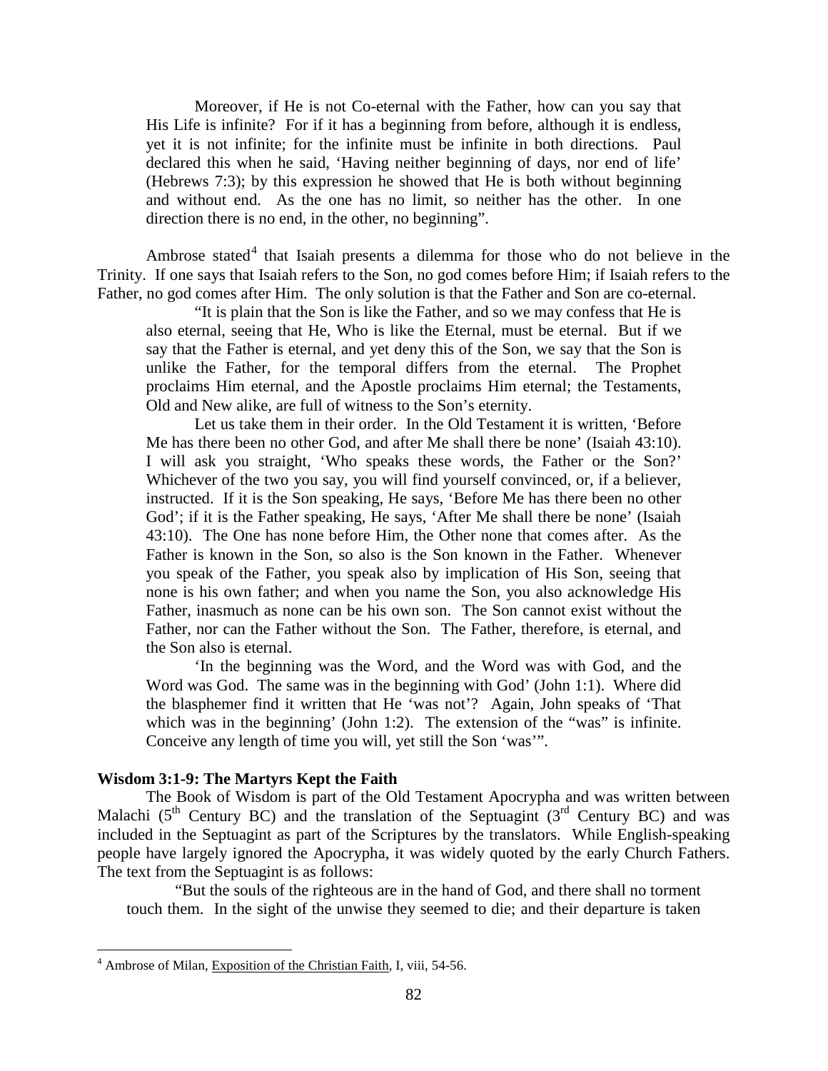> Moreover, if He is not Co-eternal with the Father, how can you say that His Life is infinite? For if it has a beginning from before, although it is endless, yet it is not infinite; for the infinite must be infinite in both directions. Paul declared this when he said, 'Having neither beginning of days, nor end of life' (Hebrews 7:3); by this expression he showed that He is both without beginning and without end. As the one has no limit, so neither has the other. In one direction there is no end, in the other, no beginning".

Ambrose stated[4] that Isaiah presents a dilemma for those who do not believe in the Trinity. If one says that Isaiah refers to the Son, no god comes before Him; if Isaiah refers to the Father, no god comes after Him. The only solution is that the Father and Son are co-eternal.

> "It is plain that the Son is like the Father, and so we may confess that He is also eternal, seeing that He, Who is like the Eternal, must be eternal. But if we say that the Father is eternal, and yet deny this of the Son, we say that the Son is unlike the Father, for the temporal differs from the eternal. The Prophet proclaims Him eternal, and the Apostle proclaims Him eternal; the Testaments, Old and New alike, are full of witness to the Son's eternity.
>
> Let us take them in their order. In the Old Testament it is written, 'Before Me has there been no other God, and after Me shall there be none' (Isaiah 43:10). I will ask you straight, 'Who speaks these words, the Father or the Son?' Whichever of the two you say, you will find yourself convinced, or, if a believer, instructed. If it is the Son speaking, He says, 'Before Me has there been no other God'; if it is the Father speaking, He says, 'After Me shall there be none' (Isaiah 43:10). The One has none before Him, the Other none that comes after. As the Father is known in the Son, so also is the Son known in the Father. Whenever you speak of the Father, you speak also by implication of His Son, seeing that none is his own father; and when you name the Son, you also acknowledge His Father, inasmuch as none can be his own son. The Son cannot exist without the Father, nor can the Father without the Son. The Father, therefore, is eternal, and the Son also is eternal.
>
> 'In the beginning was the Word, and the Word was with God, and the Word was God. The same was in the beginning with God' (John 1:1). Where did the blasphemer find it written that He 'was not'? Again, John speaks of 'That which was in the beginning' (John 1:2). The extension of the "was" is infinite. Conceive any length of time you will, yet still the Son 'was'".

**Wisdom 3:1-9: The Martyrs Kept the Faith**

The Book of Wisdom is part of the Old Testament Apocrypha and was written between Malachi (5th Century BC) and the translation of the Septuagint (3rd Century BC) and was included in the Septuagint as part of the Scriptures by the translators. While English-speaking people have largely ignored the Apocrypha, it was widely quoted by the early Church Fathers. The text from the Septuagint is as follows:

> "But the souls of the righteous are in the hand of God, and there shall no torment touch them. In the sight of the unwise they seemed to die; and their departure is taken

[4] Ambrose of Milan, Exposition of the Christian Faith, I, viii, 54-56.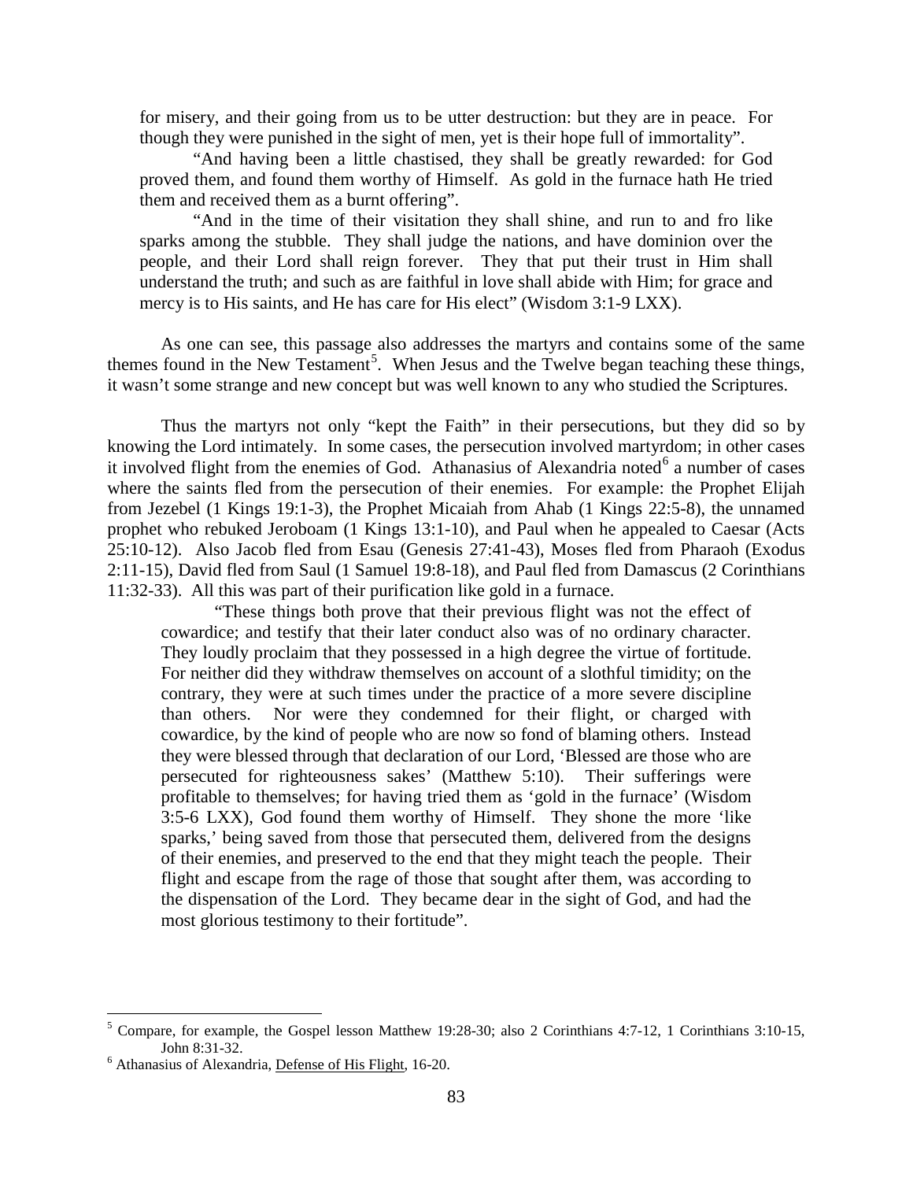> for misery, and their going from us to be utter destruction: but they are in peace. For though they were punished in the sight of men, yet is their hope full of immortality".
>
> "And having been a little chastised, they shall be greatly rewarded: for God proved them, and found them worthy of Himself. As gold in the furnace hath He tried them and received them as a burnt offering".
>
> "And in the time of their visitation they shall shine, and run to and fro like sparks among the stubble. They shall judge the nations, and have dominion over the people, and their Lord shall reign forever. They that put their trust in Him shall understand the truth; and such as are faithful in love shall abide with Him; for grace and mercy is to His saints, and He has care for His elect" (Wisdom 3:1-9 LXX).

As one can see, this passage also addresses the martyrs and contains some of the same themes found in the New Testament[5]. When Jesus and the Twelve began teaching these things, it wasn't some strange and new concept but was well known to any who studied the Scriptures.

Thus the martyrs not only "kept the Faith" in their persecutions, but they did so by knowing the Lord intimately. In some cases, the persecution involved martyrdom; in other cases it involved flight from the enemies of God. Athanasius of Alexandria noted[6] a number of cases where the saints fled from the persecution of their enemies. For example: the Prophet Elijah from Jezebel (1 Kings 19:1-3), the Prophet Micaiah from Ahab (1 Kings 22:5-8), the unnamed prophet who rebuked Jeroboam (1 Kings 13:1-10), and Paul when he appealed to Caesar (Acts 25:10-12). Also Jacob fled from Esau (Genesis 27:41-43), Moses fled from Pharaoh (Exodus 2:11-15), David fled from Saul (1 Samuel 19:8-18), and Paul fled from Damascus (2 Corinthians 11:32-33). All this was part of their purification like gold in a furnace.

> "These things both prove that their previous flight was not the effect of cowardice; and testify that their later conduct also was of no ordinary character. They loudly proclaim that they possessed in a high degree the virtue of fortitude. For neither did they withdraw themselves on account of a slothful timidity; on the contrary, they were at such times under the practice of a more severe discipline than others. Nor were they condemned for their flight, or charged with cowardice, by the kind of people who are now so fond of blaming others. Instead they were blessed through that declaration of our Lord, 'Blessed are those who are persecuted for righteousness sakes' (Matthew 5:10). Their sufferings were profitable to themselves; for having tried them as 'gold in the furnace' (Wisdom 3:5-6 LXX), God found them worthy of Himself. They shone the more 'like sparks,' being saved from those that persecuted them, delivered from the designs of their enemies, and preserved to the end that they might teach the people. Their flight and escape from the rage of those that sought after them, was according to the dispensation of the Lord. They became dear in the sight of God, and had the most glorious testimony to their fortitude".

---

[5] Compare, for example, the Gospel lesson Matthew 19:28-30; also 2 Corinthians 4:7-12, 1 Corinthians 3:10-15, John 8:31-32.

[6] Athanasius of Alexandria, Defense of His Flight, 16-20.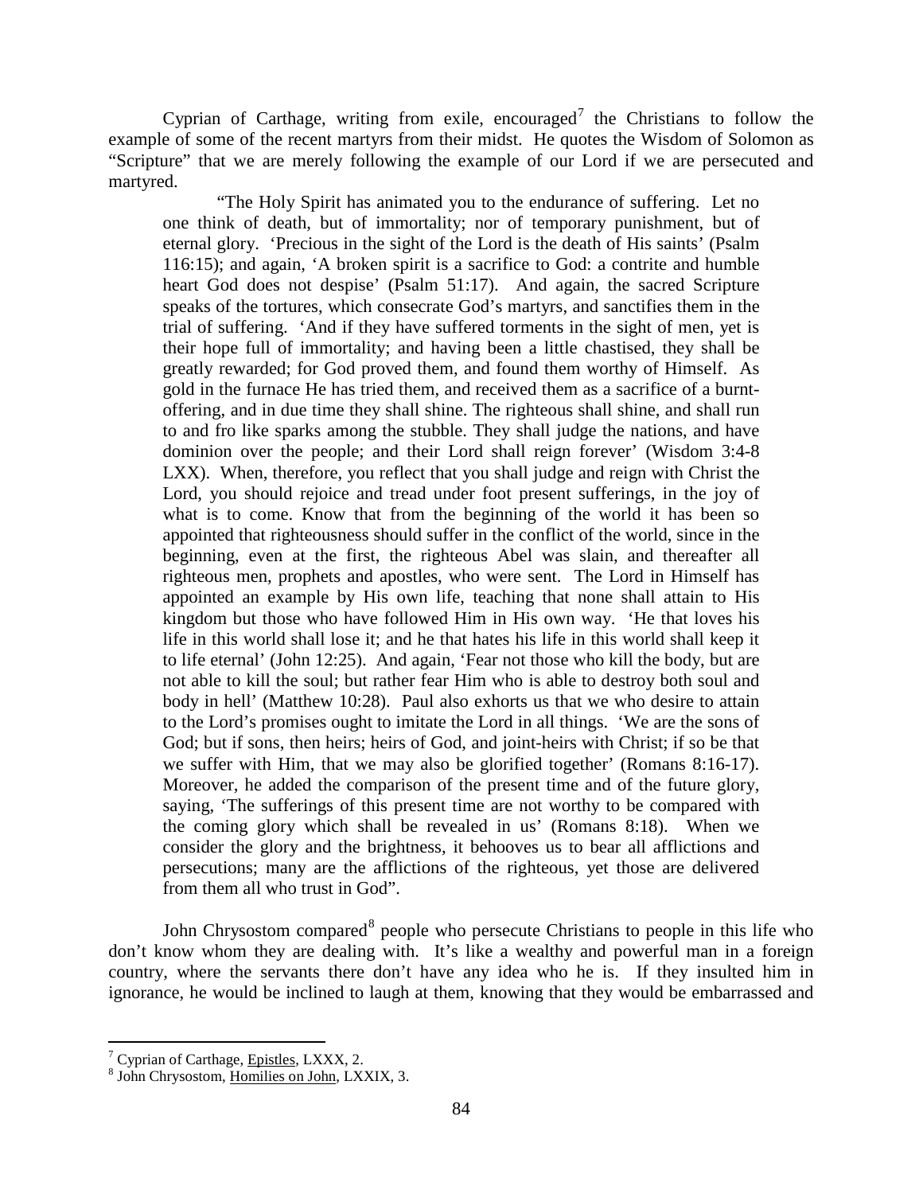Cyprian of Carthage, writing from exile, encouraged[7] the Christians to follow the example of some of the recent martyrs from their midst. He quotes the Wisdom of Solomon as "Scripture" that we are merely following the example of our Lord if we are persecuted and martyred.

> "The Holy Spirit has animated you to the endurance of suffering. Let no one think of death, but of immortality; nor of temporary punishment, but of eternal glory. 'Precious in the sight of the Lord is the death of His saints' (Psalm 116:15); and again, 'A broken spirit is a sacrifice to God: a contrite and humble heart God does not despise' (Psalm 51:17). And again, the sacred Scripture speaks of the tortures, which consecrate God's martyrs, and sanctifies them in the trial of suffering. 'And if they have suffered torments in the sight of men, yet is their hope full of immortality; and having been a little chastised, they shall be greatly rewarded; for God proved them, and found them worthy of Himself. As gold in the furnace He has tried them, and received them as a sacrifice of a burnt-offering, and in due time they shall shine. The righteous shall shine, and shall run to and fro like sparks among the stubble. They shall judge the nations, and have dominion over the people; and their Lord shall reign forever' (Wisdom 3:4-8 LXX). When, therefore, you reflect that you shall judge and reign with Christ the Lord, you should rejoice and tread under foot present sufferings, in the joy of what is to come. Know that from the beginning of the world it has been so appointed that righteousness should suffer in the conflict of the world, since in the beginning, even at the first, the righteous Abel was slain, and thereafter all righteous men, prophets and apostles, who were sent. The Lord in Himself has appointed an example by His own life, teaching that none shall attain to His kingdom but those who have followed Him in His own way. 'He that loves his life in this world shall lose it; and he that hates his life in this world shall keep it to life eternal' (John 12:25). And again, 'Fear not those who kill the body, but are not able to kill the soul; but rather fear Him who is able to destroy both soul and body in hell' (Matthew 10:28). Paul also exhorts us that we who desire to attain to the Lord's promises ought to imitate the Lord in all things. 'We are the sons of God; but if sons, then heirs; heirs of God, and joint-heirs with Christ; if so be that we suffer with Him, that we may also be glorified together' (Romans 8:16-17). Moreover, he added the comparison of the present time and of the future glory, saying, 'The sufferings of this present time are not worthy to be compared with the coming glory which shall be revealed in us' (Romans 8:18). When we consider the glory and the brightness, it behooves us to bear all afflictions and persecutions; many are the afflictions of the righteous, yet those are delivered from them all who trust in God".

John Chrysostom compared[8] people who persecute Christians to people in this life who don't know whom they are dealing with. It's like a wealthy and powerful man in a foreign country, where the servants there don't have any idea who he is. If they insulted him in ignorance, he would be inclined to laugh at them, knowing that they would be embarrassed and

---

[7] Cyprian of Carthage, Epistles, LXXX, 2.

[8] John Chrysostom, Homilies on John, LXXIX, 3.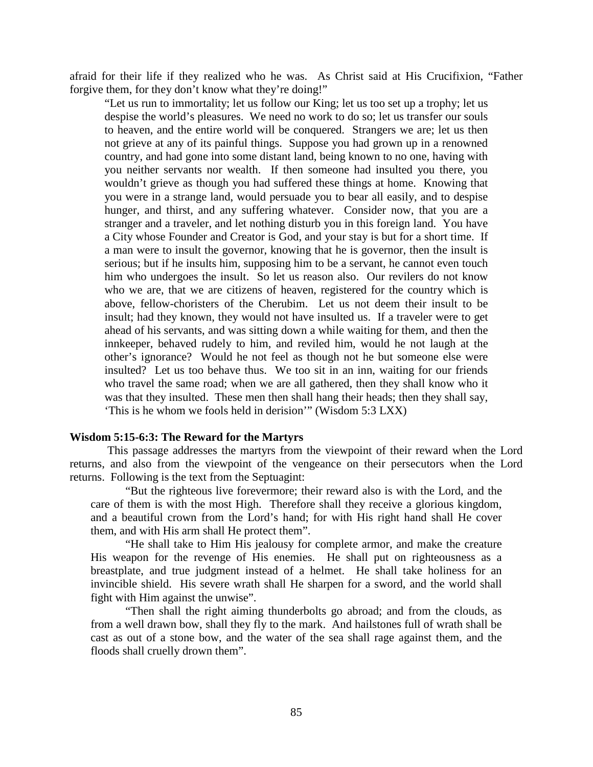afraid for their life if they realized who he was. As Christ said at His Crucifixion, "Father forgive them, for they don't know what they're doing!"

> "Let us run to immortality; let us follow our King; let us too set up a trophy; let us despise the world's pleasures. We need no work to do so; let us transfer our souls to heaven, and the entire world will be conquered. Strangers we are; let us then not grieve at any of its painful things. Suppose you had grown up in a renowned country, and had gone into some distant land, being known to no one, having with you neither servants nor wealth. If then someone had insulted you there, you wouldn't grieve as though you had suffered these things at home. Knowing that you were in a strange land, would persuade you to bear all easily, and to despise hunger, and thirst, and any suffering whatever. Consider now, that you are a stranger and a traveler, and let nothing disturb you in this foreign land. You have a City whose Founder and Creator is God, and your stay is but for a short time. If a man were to insult the governor, knowing that he is governor, then the insult is serious; but if he insults him, supposing him to be a servant, he cannot even touch him who undergoes the insult. So let us reason also. Our revilers do not know who we are, that we are citizens of heaven, registered for the country which is above, fellow-choristers of the Cherubim. Let us not deem their insult to be insult; had they known, they would not have insulted us. If a traveler were to get ahead of his servants, and was sitting down a while waiting for them, and then the innkeeper, behaved rudely to him, and reviled him, would he not laugh at the other's ignorance? Would he not feel as though not he but someone else were insulted? Let us too behave thus. We too sit in an inn, waiting for our friends who travel the same road; when we are all gathered, then they shall know who it was that they insulted. These men then shall hang their heads; then they shall say, 'This is he whom we fools held in derision'" (Wisdom 5:3 LXX)

**Wisdom 5:15-6:3: The Reward for the Martyrs**

This passage addresses the martyrs from the viewpoint of their reward when the Lord returns, and also from the viewpoint of the vengeance on their persecutors when the Lord returns. Following is the text from the Septuagint:

> "But the righteous live forevermore; their reward also is with the Lord, and the care of them is with the most High. Therefore shall they receive a glorious kingdom, and a beautiful crown from the Lord's hand; for with His right hand shall He cover them, and with His arm shall He protect them".
>
> "He shall take to Him His jealousy for complete armor, and make the creature His weapon for the revenge of His enemies. He shall put on righteousness as a breastplate, and true judgment instead of a helmet. He shall take holiness for an invincible shield. His severe wrath shall He sharpen for a sword, and the world shall fight with Him against the unwise".
>
> "Then shall the right aiming thunderbolts go abroad; and from the clouds, as from a well drawn bow, shall they fly to the mark. And hailstones full of wrath shall be cast as out of a stone bow, and the water of the sea shall rage against them, and the floods shall cruelly drown them".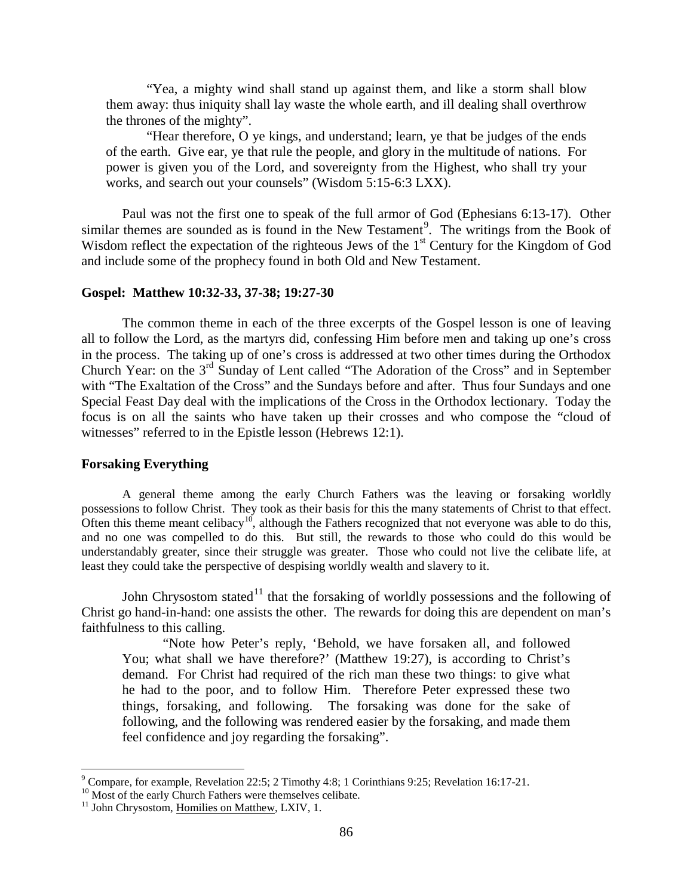> "Yea, a mighty wind shall stand up against them, and like a storm shall blow them away: thus iniquity shall lay waste the whole earth, and ill dealing shall overthrow the thrones of the mighty".
>
> "Hear therefore, O ye kings, and understand; learn, ye that be judges of the ends of the earth. Give ear, ye that rule the people, and glory in the multitude of nations. For power is given you of the Lord, and sovereignty from the Highest, who shall try your works, and search out your counsels" (Wisdom 5:15-6:3 LXX).

Paul was not the first one to speak of the full armor of God (Ephesians 6:13-17). Other similar themes are sounded as is found in the New Testament[9]. The writings from the Book of Wisdom reflect the expectation of the righteous Jews of the 1st Century for the Kingdom of God and include some of the prophecy found in both Old and New Testament.

### Gospel: Matthew 10:32-33, 37-38; 19:27-30

The common theme in each of the three excerpts of the Gospel lesson is one of leaving all to follow the Lord, as the martyrs did, confessing Him before men and taking up one's cross in the process. The taking up of one's cross is addressed at two other times during the Orthodox Church Year: on the 3rd Sunday of Lent called "The Adoration of the Cross" and in September with "The Exaltation of the Cross" and the Sundays before and after. Thus four Sundays and one Special Feast Day deal with the implications of the Cross in the Orthodox lectionary. Today the focus is on all the saints who have taken up their crosses and who compose the "cloud of witnesses" referred to in the Epistle lesson (Hebrews 12:1).

### Forsaking Everything

A general theme among the early Church Fathers was the leaving or forsaking worldly possessions to follow Christ. They took as their basis for this the many statements of Christ to that effect. Often this theme meant celibacy[10], although the Fathers recognized that not everyone was able to do this, and no one was compelled to do this. But still, the rewards to those who could do this would be understandably greater, since their struggle was greater. Those who could not live the celibate life, at least they could take the perspective of despising worldly wealth and slavery to it.

John Chrysostom stated[11] that the forsaking of worldly possessions and the following of Christ go hand-in-hand: one assists the other. The rewards for doing this are dependent on man's faithfulness to this calling.

> "Note how Peter's reply, 'Behold, we have forsaken all, and followed You; what shall we have therefore?' (Matthew 19:27), is according to Christ's demand. For Christ had required of the rich man these two things: to give what he had to the poor, and to follow Him. Therefore Peter expressed these two things, forsaking, and following. The forsaking was done for the sake of following, and the following was rendered easier by the forsaking, and made them feel confidence and joy regarding the forsaking".

---

[9] Compare, for example, Revelation 22:5; 2 Timothy 4:8; 1 Corinthians 9:25; Revelation 16:17-21.

[10] Most of the early Church Fathers were themselves celibate.

[11] John Chrysostom, Homilies on Matthew, LXIV, 1.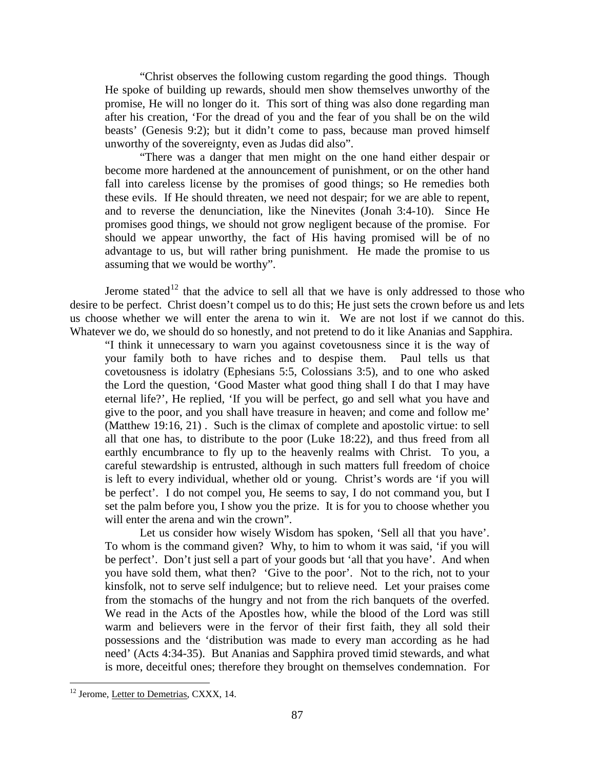> "Christ observes the following custom regarding the good things. Though He spoke of building up rewards, should men show themselves unworthy of the promise, He will no longer do it. This sort of thing was also done regarding man after his creation, 'For the dread of you and the fear of you shall be on the wild beasts' (Genesis 9:2); but it didn't come to pass, because man proved himself unworthy of the sovereignty, even as Judas did also".
>
> "There was a danger that men might on the one hand either despair or become more hardened at the announcement of punishment, or on the other hand fall into careless license by the promises of good things; so He remedies both these evils. If He should threaten, we need not despair; for we are able to repent, and to reverse the denunciation, like the Ninevites (Jonah 3:4-10). Since He promises good things, we should not grow negligent because of the promise. For should we appear unworthy, the fact of His having promised will be of no advantage to us, but will rather bring punishment. He made the promise to us assuming that we would be worthy".

Jerome stated[12] that the advice to sell all that we have is only addressed to those who desire to be perfect. Christ doesn't compel us to do this; He just sets the crown before us and lets us choose whether we will enter the arena to win it. We are not lost if we cannot do this. Whatever we do, we should do so honestly, and not pretend to do it like Ananias and Sapphira.

> "I think it unnecessary to warn you against covetousness since it is the way of your family both to have riches and to despise them. Paul tells us that covetousness is idolatry (Ephesians 5:5, Colossians 3:5), and to one who asked the Lord the question, 'Good Master what good thing shall I do that I may have eternal life?', He replied, 'If you will be perfect, go and sell what you have and give to the poor, and you shall have treasure in heaven; and come and follow me' (Matthew 19:16, 21) . Such is the climax of complete and apostolic virtue: to sell all that one has, to distribute to the poor (Luke 18:22), and thus freed from all earthly encumbrance to fly up to the heavenly realms with Christ. To you, a careful stewardship is entrusted, although in such matters full freedom of choice is left to every individual, whether old or young. Christ's words are 'if you will be perfect'. I do not compel you, He seems to say, I do not command you, but I set the palm before you, I show you the prize. It is for you to choose whether you will enter the arena and win the crown".
>
> Let us consider how wisely Wisdom has spoken, 'Sell all that you have'. To whom is the command given? Why, to him to whom it was said, 'if you will be perfect'. Don't just sell a part of your goods but 'all that you have'. And when you have sold them, what then? 'Give to the poor'. Not to the rich, not to your kinsfolk, not to serve self indulgence; but to relieve need. Let your praises come from the stomachs of the hungry and not from the rich banquets of the overfed. We read in the Acts of the Apostles how, while the blood of the Lord was still warm and believers were in the fervor of their first faith, they all sold their possessions and the 'distribution was made to every man according as he had need' (Acts 4:34-35). But Ananias and Sapphira proved timid stewards, and what is more, deceitful ones; therefore they brought on themselves condemnation. For

[12] Jerome, Letter to Demetrias, CXXX, 14.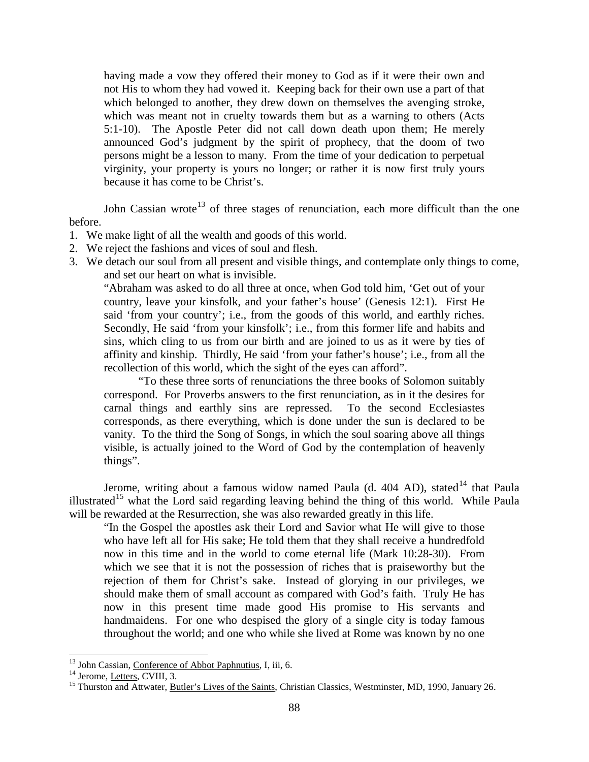> having made a vow they offered their money to God as if it were their own and not His to whom they had vowed it. Keeping back for their own use a part of that which belonged to another, they drew down on themselves the avenging stroke, which was meant not in cruelty towards them but as a warning to others (Acts 5:1-10). The Apostle Peter did not call down death upon them; He merely announced God's judgment by the spirit of prophecy, that the doom of two persons might be a lesson to many. From the time of your dedication to perpetual virginity, your property is yours no longer; or rather it is now first truly yours because it has come to be Christ's.

John Cassian wrote[13] of three stages of renunciation, each more difficult than the one before.

1. We make light of all the wealth and goods of this world.
2. We reject the fashions and vices of soul and flesh.
3. We detach our soul from all present and visible things, and contemplate only things to come, and set our heart on what is invisible.

> "Abraham was asked to do all three at once, when God told him, 'Get out of your country, leave your kinsfolk, and your father's house' (Genesis 12:1). First He said 'from your country'; i.e., from the goods of this world, and earthly riches. Secondly, He said 'from your kinsfolk'; i.e., from this former life and habits and sins, which cling to us from our birth and are joined to us as it were by ties of affinity and kinship. Thirdly, He said 'from your father's house'; i.e., from all the recollection of this world, which the sight of the eyes can afford".
>
> "To these three sorts of renunciations the three books of Solomon suitably correspond. For Proverbs answers to the first renunciation, as in it the desires for carnal things and earthly sins are repressed. To the second Ecclesiastes corresponds, as there everything, which is done under the sun is declared to be vanity. To the third the Song of Songs, in which the soul soaring above all things visible, is actually joined to the Word of God by the contemplation of heavenly things".

Jerome, writing about a famous widow named Paula (d. 404 AD), stated[14] that Paula illustrated[15] what the Lord said regarding leaving behind the thing of this world. While Paula will be rewarded at the Resurrection, she was also rewarded greatly in this life.

> "In the Gospel the apostles ask their Lord and Savior what He will give to those who have left all for His sake; He told them that they shall receive a hundredfold now in this time and in the world to come eternal life (Mark 10:28-30). From which we see that it is not the possession of riches that is praiseworthy but the rejection of them for Christ's sake. Instead of glorying in our privileges, we should make them of small account as compared with God's faith. Truly He has now in this present time made good His promise to His servants and handmaidens. For one who despised the glory of a single city is today famous throughout the world; and one who while she lived at Rome was known by no one

---

[13] John Cassian, Conference of Abbot Paphnutius, I, iii, 6.

[14] Jerome, Letters, CVIII, 3.

[15] Thurston and Attwater, Butler's Lives of the Saints, Christian Classics, Westminster, MD, 1990, January 26.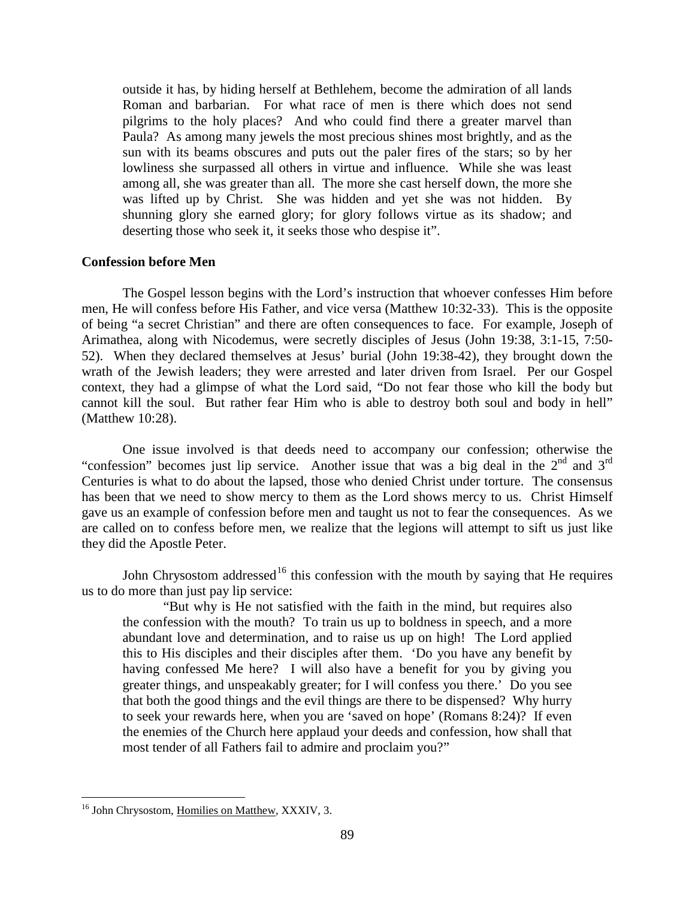> outside it has, by hiding herself at Bethlehem, become the admiration of all lands Roman and barbarian. For what race of men is there which does not send pilgrims to the holy places? And who could find there a greater marvel than Paula? As among many jewels the most precious shines most brightly, and as the sun with its beams obscures and puts out the paler fires of the stars; so by her lowliness she surpassed all others in virtue and influence. While she was least among all, she was greater than all. The more she cast herself down, the more she was lifted up by Christ. She was hidden and yet she was not hidden. By shunning glory she earned glory; for glory follows virtue as its shadow; and deserting those who seek it, it seeks those who despise it".

**Confession before Men**

The Gospel lesson begins with the Lord's instruction that whoever confesses Him before men, He will confess before His Father, and vice versa (Matthew 10:32-33). This is the opposite of being "a secret Christian" and there are often consequences to face. For example, Joseph of Arimathea, along with Nicodemus, were secretly disciples of Jesus (John 19:38, 3:1-15, 7:50-52). When they declared themselves at Jesus' burial (John 19:38-42), they brought down the wrath of the Jewish leaders; they were arrested and later driven from Israel. Per our Gospel context, they had a glimpse of what the Lord said, "Do not fear those who kill the body but cannot kill the soul. But rather fear Him who is able to destroy both soul and body in hell" (Matthew 10:28).

One issue involved is that deeds need to accompany our confession; otherwise the "confession" becomes just lip service. Another issue that was a big deal in the 2nd and 3rd Centuries is what to do about the lapsed, those who denied Christ under torture. The consensus has been that we need to show mercy to them as the Lord shows mercy to us. Christ Himself gave us an example of confession before men and taught us not to fear the consequences. As we are called on to confess before men, we realize that the legions will attempt to sift us just like they did the Apostle Peter.

John Chrysostom addressed[16] this confession with the mouth by saying that He requires us to do more than just pay lip service:

> "But why is He not satisfied with the faith in the mind, but requires also the confession with the mouth? To train us up to boldness in speech, and a more abundant love and determination, and to raise us up on high! The Lord applied this to His disciples and their disciples after them. 'Do you have any benefit by having confessed Me here? I will also have a benefit for you by giving you greater things, and unspeakably greater; for I will confess you there.' Do you see that both the good things and the evil things are there to be dispensed? Why hurry to seek your rewards here, when you are 'saved on hope' (Romans 8:24)? If even the enemies of the Church here applaud your deeds and confession, how shall that most tender of all Fathers fail to admire and proclaim you?"

---

[16] John Chrysostom, Homilies on Matthew, XXXIV, 3.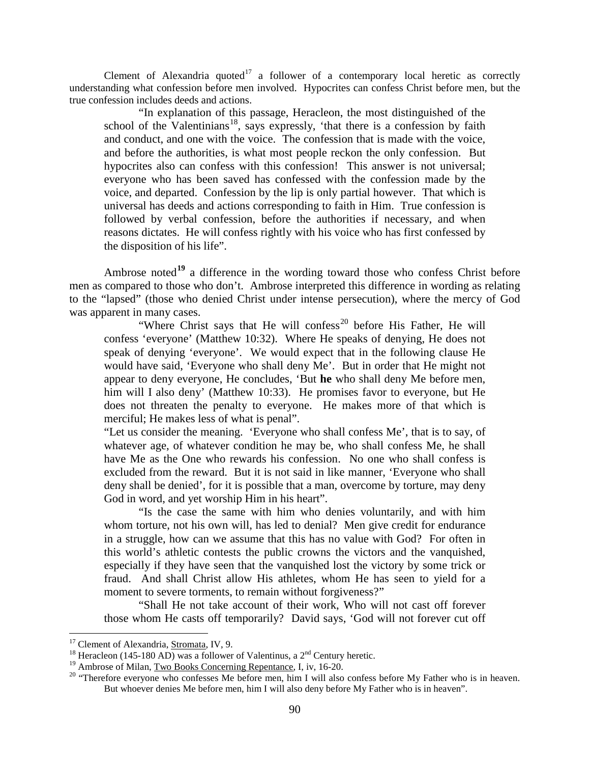Clement of Alexandria quoted[17] a follower of a contemporary local heretic as correctly understanding what confession before men involved. Hypocrites can confess Christ before men, but the true confession includes deeds and actions.

> "In explanation of this passage, Heracleon, the most distinguished of the school of the Valentinians[18], says expressly, 'that there is a confession by faith and conduct, and one with the voice. The confession that is made with the voice, and before the authorities, is what most people reckon the only confession. But hypocrites also can confess with this confession! This answer is not universal; everyone who has been saved has confessed with the confession made by the voice, and departed. Confession by the lip is only partial however. That which is universal has deeds and actions corresponding to faith in Him. True confession is followed by verbal confession, before the authorities if necessary, and when reasons dictates. He will confess rightly with his voice who has first confessed by the disposition of his life".

Ambrose noted[19] a difference in the wording toward those who confess Christ before men as compared to those who don't. Ambrose interpreted this difference in wording as relating to the "lapsed" (those who denied Christ under intense persecution), where the mercy of God was apparent in many cases.

> "Where Christ says that He will confess[20] before His Father, He will confess 'everyone' (Matthew 10:32). Where He speaks of denying, He does not speak of denying 'everyone'. We would expect that in the following clause He would have said, 'Everyone who shall deny Me'. But in order that He might not appear to deny everyone, He concludes, 'But **he** who shall deny Me before men, him will I also deny' (Matthew 10:33). He promises favor to everyone, but He does not threaten the penalty to everyone. He makes more of that which is merciful; He makes less of what is penal".
>
> "Let us consider the meaning. 'Everyone who shall confess Me', that is to say, of whatever age, of whatever condition he may be, who shall confess Me, he shall have Me as the One who rewards his confession. No one who shall confess is excluded from the reward. But it is not said in like manner, 'Everyone who shall deny shall be denied', for it is possible that a man, overcome by torture, may deny God in word, and yet worship Him in his heart".
>
> "Is the case the same with him who denies voluntarily, and with him whom torture, not his own will, has led to denial? Men give credit for endurance in a struggle, how can we assume that this has no value with God? For often in this world's athletic contests the public crowns the victors and the vanquished, especially if they have seen that the vanquished lost the victory by some trick or fraud. And shall Christ allow His athletes, whom He has seen to yield for a moment to severe torments, to remain without forgiveness?"
>
> "Shall He not take account of their work, Who will not cast off forever those whom He casts off temporarily? David says, 'God will not forever cut off

---

[17] Clement of Alexandria, Stromata, IV, 9.

[18] Heracleon (145-180 AD) was a follower of Valentinus, a 2nd Century heretic.

[19] Ambrose of Milan, Two Books Concerning Repentance, I, iv, 16-20.

[20] "Therefore everyone who confesses Me before men, him I will also confess before My Father who is in heaven. But whoever denies Me before men, him I will also deny before My Father who is in heaven".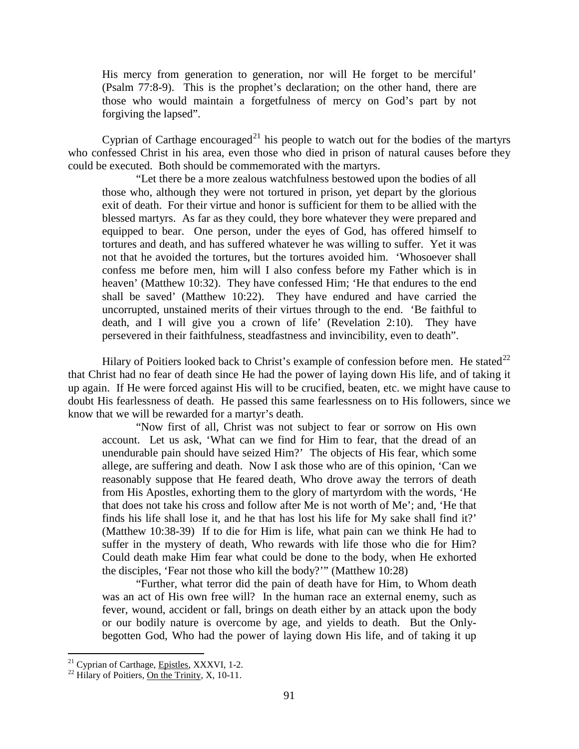His mercy from generation to generation, nor will He forget to be merciful' (Psalm 77:8-9). This is the prophet's declaration; on the other hand, there are those who would maintain a forgetfulness of mercy on God's part by not forgiving the lapsed".

Cyprian of Carthage encouraged[21] his people to watch out for the bodies of the martyrs who confessed Christ in his area, even those who died in prison of natural causes before they could be executed. Both should be commemorated with the martyrs.

> "Let there be a more zealous watchfulness bestowed upon the bodies of all those who, although they were not tortured in prison, yet depart by the glorious exit of death. For their virtue and honor is sufficient for them to be allied with the blessed martyrs. As far as they could, they bore whatever they were prepared and equipped to bear. One person, under the eyes of God, has offered himself to tortures and death, and has suffered whatever he was willing to suffer. Yet it was not that he avoided the tortures, but the tortures avoided him. 'Whosoever shall confess me before men, him will I also confess before my Father which is in heaven' (Matthew 10:32). They have confessed Him; 'He that endures to the end shall be saved' (Matthew 10:22). They have endured and have carried the uncorrupted, unstained merits of their virtues through to the end. 'Be faithful to death, and I will give you a crown of life' (Revelation 2:10). They have persevered in their faithfulness, steadfastness and invincibility, even to death".

Hilary of Poitiers looked back to Christ's example of confession before men. He stated[22] that Christ had no fear of death since He had the power of laying down His life, and of taking it up again. If He were forced against His will to be crucified, beaten, etc. we might have cause to doubt His fearlessness of death. He passed this same fearlessness on to His followers, since we know that we will be rewarded for a martyr's death.

> "Now first of all, Christ was not subject to fear or sorrow on His own account. Let us ask, 'What can we find for Him to fear, that the dread of an unendurable pain should have seized Him?' The objects of His fear, which some allege, are suffering and death. Now I ask those who are of this opinion, 'Can we reasonably suppose that He feared death, Who drove away the terrors of death from His Apostles, exhorting them to the glory of martyrdom with the words, 'He that does not take his cross and follow after Me is not worth of Me'; and, 'He that finds his life shall lose it, and he that has lost his life for My sake shall find it?' (Matthew 10:38-39) If to die for Him is life, what pain can we think He had to suffer in the mystery of death, Who rewards with life those who die for Him? Could death make Him fear what could be done to the body, when He exhorted the disciples, 'Fear not those who kill the body?'" (Matthew 10:28)
>
> "Further, what terror did the pain of death have for Him, to Whom death was an act of His own free will? In the human race an external enemy, such as fever, wound, accident or fall, brings on death either by an attack upon the body or our bodily nature is overcome by age, and yields to death. But the Only-begotten God, Who had the power of laying down His life, and of taking it up

[21] Cyprian of Carthage, Epistles, XXXVI, 1-2.

[22] Hilary of Poitiers, On the Trinity, X, 10-11.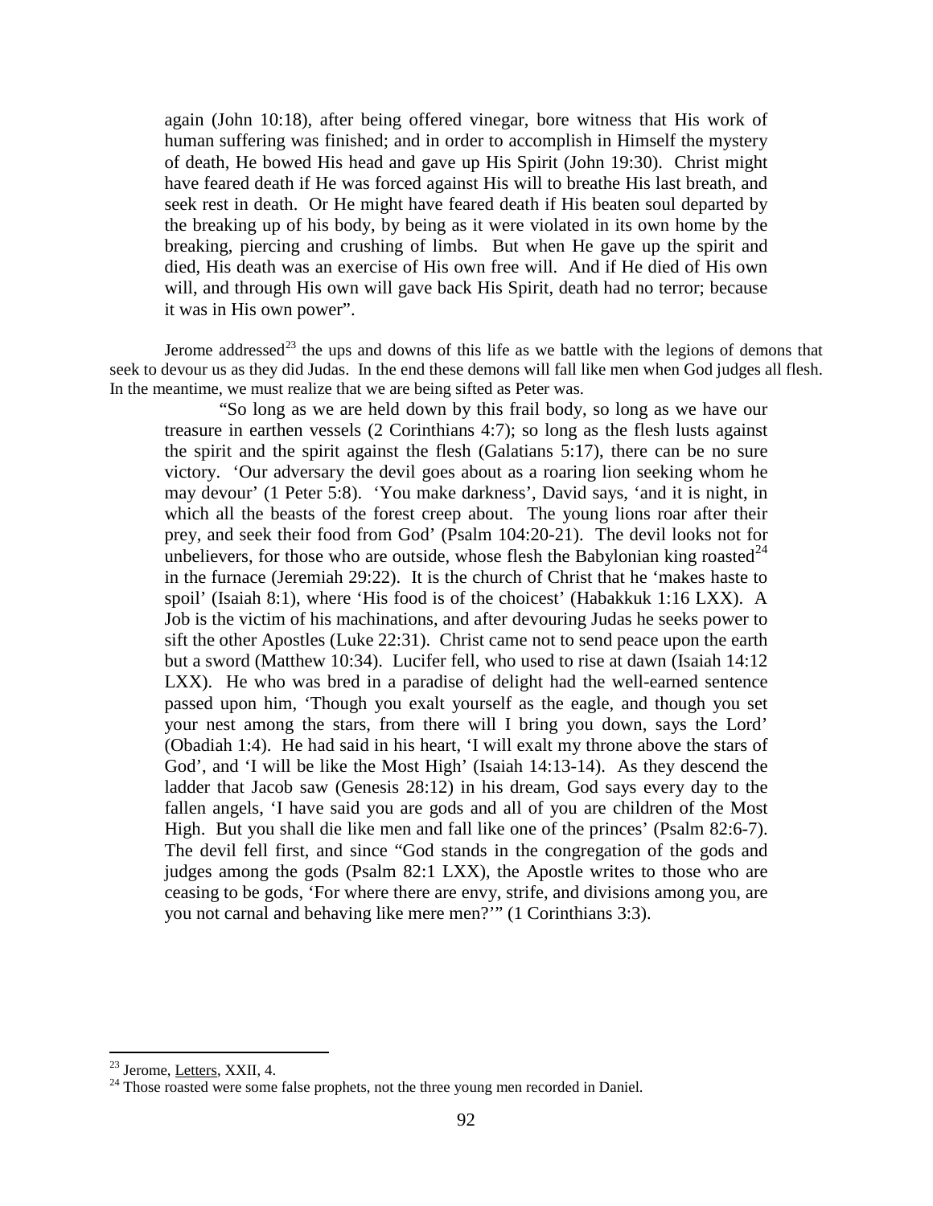> again (John 10:18), after being offered vinegar, bore witness that His work of human suffering was finished; and in order to accomplish in Himself the mystery of death, He bowed His head and gave up His Spirit (John 19:30). Christ might have feared death if He was forced against His will to breathe His last breath, and seek rest in death. Or He might have feared death if His beaten soul departed by the breaking up of his body, by being as it were violated in its own home by the breaking, piercing and crushing of limbs. But when He gave up the spirit and died, His death was an exercise of His own free will. And if He died of His own will, and through His own will gave back His Spirit, death had no terror; because it was in His own power".

Jerome addressed[23] the ups and downs of this life as we battle with the legions of demons that seek to devour us as they did Judas. In the end these demons will fall like men when God judges all flesh. In the meantime, we must realize that we are being sifted as Peter was.

> "So long as we are held down by this frail body, so long as we have our treasure in earthen vessels (2 Corinthians 4:7); so long as the flesh lusts against the spirit and the spirit against the flesh (Galatians 5:17), there can be no sure victory. 'Our adversary the devil goes about as a roaring lion seeking whom he may devour' (1 Peter 5:8). 'You make darkness', David says, 'and it is night, in which all the beasts of the forest creep about. The young lions roar after their prey, and seek their food from God' (Psalm 104:20-21). The devil looks not for unbelievers, for those who are outside, whose flesh the Babylonian king roasted[24] in the furnace (Jeremiah 29:22). It is the church of Christ that he 'makes haste to spoil' (Isaiah 8:1), where 'His food is of the choicest' (Habakkuk 1:16 LXX). A Job is the victim of his machinations, and after devouring Judas he seeks power to sift the other Apostles (Luke 22:31). Christ came not to send peace upon the earth but a sword (Matthew 10:34). Lucifer fell, who used to rise at dawn (Isaiah 14:12 LXX). He who was bred in a paradise of delight had the well-earned sentence passed upon him, 'Though you exalt yourself as the eagle, and though you set your nest among the stars, from there will I bring you down, says the Lord' (Obadiah 1:4). He had said in his heart, 'I will exalt my throne above the stars of God', and 'I will be like the Most High' (Isaiah 14:13-14). As they descend the ladder that Jacob saw (Genesis 28:12) in his dream, God says every day to the fallen angels, 'I have said you are gods and all of you are children of the Most High. But you shall die like men and fall like one of the princes' (Psalm 82:6-7). The devil fell first, and since "God stands in the congregation of the gods and judges among the gods (Psalm 82:1 LXX), the Apostle writes to those who are ceasing to be gods, 'For where there are envy, strife, and divisions among you, are you not carnal and behaving like mere men?'" (1 Corinthians 3:3).

---

[23] Jerome, Letters, XXII, 4.

[24] Those roasted were some false prophets, not the three young men recorded in Daniel.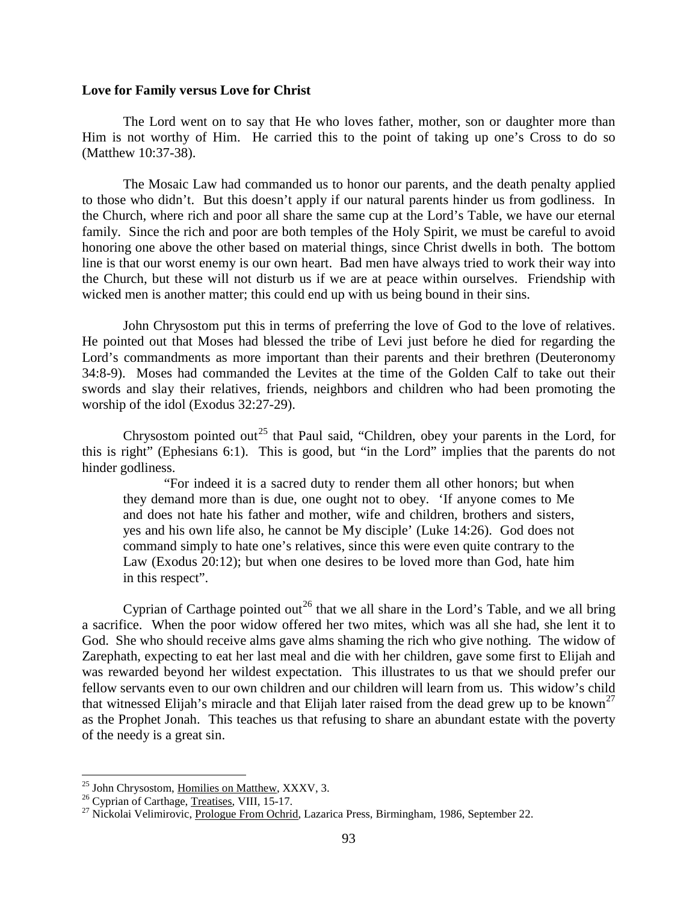**Love for Family versus Love for Christ**

The Lord went on to say that He who loves father, mother, son or daughter more than Him is not worthy of Him. He carried this to the point of taking up one's Cross to do so (Matthew 10:37-38).

The Mosaic Law had commanded us to honor our parents, and the death penalty applied to those who didn't. But this doesn't apply if our natural parents hinder us from godliness. In the Church, where rich and poor all share the same cup at the Lord's Table, we have our eternal family. Since the rich and poor are both temples of the Holy Spirit, we must be careful to avoid honoring one above the other based on material things, since Christ dwells in both. The bottom line is that our worst enemy is our own heart. Bad men have always tried to work their way into the Church, but these will not disturb us if we are at peace within ourselves. Friendship with wicked men is another matter; this could end up with us being bound in their sins.

John Chrysostom put this in terms of preferring the love of God to the love of relatives. He pointed out that Moses had blessed the tribe of Levi just before he died for regarding the Lord's commandments as more important than their parents and their brethren (Deuteronomy 34:8-9). Moses had commanded the Levites at the time of the Golden Calf to take out their swords and slay their relatives, friends, neighbors and children who had been promoting the worship of the idol (Exodus 32:27-29).

Chrysostom pointed out[25] that Paul said, "Children, obey your parents in the Lord, for this is right" (Ephesians 6:1). This is good, but "in the Lord" implies that the parents do not hinder godliness.

> "For indeed it is a sacred duty to render them all other honors; but when they demand more than is due, one ought not to obey. 'If anyone comes to Me and does not hate his father and mother, wife and children, brothers and sisters, yes and his own life also, he cannot be My disciple' (Luke 14:26). God does not command simply to hate one's relatives, since this were even quite contrary to the Law (Exodus 20:12); but when one desires to be loved more than God, hate him in this respect".

Cyprian of Carthage pointed out[26] that we all share in the Lord's Table, and we all bring a sacrifice. When the poor widow offered her two mites, which was all she had, she lent it to God. She who should receive alms gave alms shaming the rich who give nothing. The widow of Zarephath, expecting to eat her last meal and die with her children, gave some first to Elijah and was rewarded beyond her wildest expectation. This illustrates to us that we should prefer our fellow servants even to our own children and our children will learn from us. This widow's child that witnessed Elijah's miracle and that Elijah later raised from the dead grew up to be known[27] as the Prophet Jonah. This teaches us that refusing to share an abundant estate with the poverty of the needy is a great sin.

---

[25] John Chrysostom, Homilies on Matthew, XXXV, 3.

[26] Cyprian of Carthage, Treatises, VIII, 15-17.

[27] Nickolai Velimirovic, Prologue From Ochrid, Lazarica Press, Birmingham, 1986, September 22.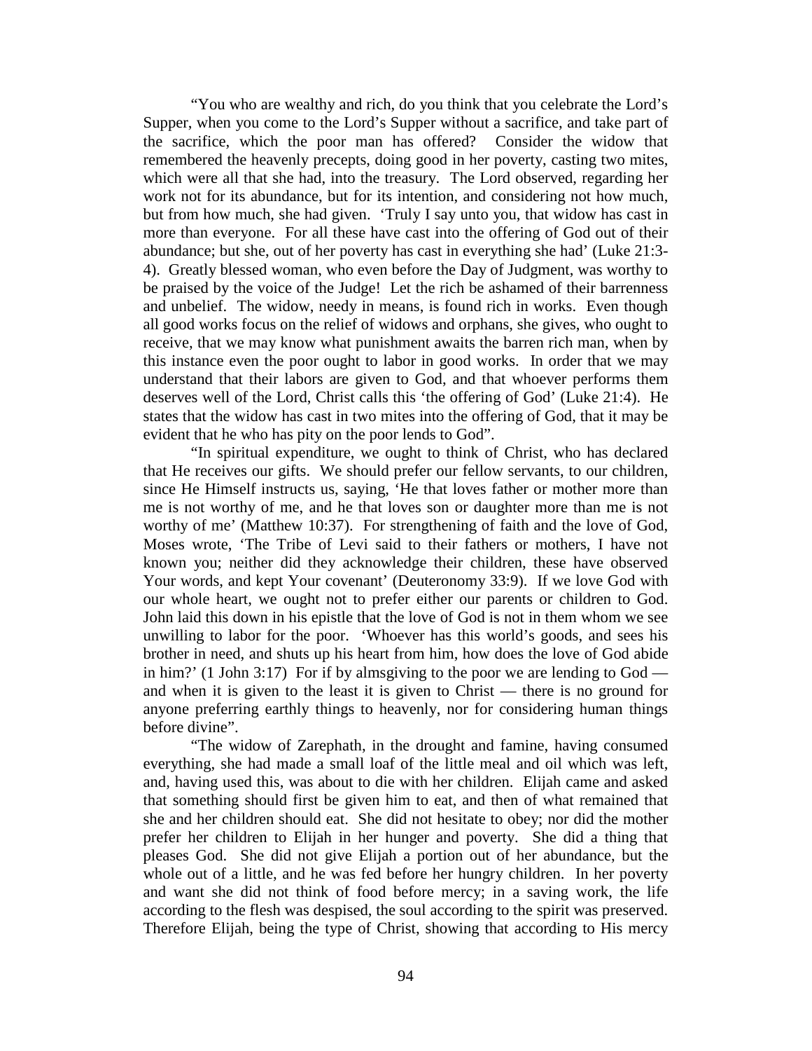"You who are wealthy and rich, do you think that you celebrate the Lord's Supper, when you come to the Lord's Supper without a sacrifice, and take part of the sacrifice, which the poor man has offered? Consider the widow that remembered the heavenly precepts, doing good in her poverty, casting two mites, which were all that she had, into the treasury. The Lord observed, regarding her work not for its abundance, but for its intention, and considering not how much, but from how much, she had given. 'Truly I say unto you, that widow has cast in more than everyone. For all these have cast into the offering of God out of their abundance; but she, out of her poverty has cast in everything she had' (Luke 21:3-4). Greatly blessed woman, who even before the Day of Judgment, was worthy to be praised by the voice of the Judge! Let the rich be ashamed of their barrenness and unbelief. The widow, needy in means, is found rich in works. Even though all good works focus on the relief of widows and orphans, she gives, who ought to receive, that we may know what punishment awaits the barren rich man, when by this instance even the poor ought to labor in good works. In order that we may understand that their labors are given to God, and that whoever performs them deserves well of the Lord, Christ calls this 'the offering of God' (Luke 21:4). He states that the widow has cast in two mites into the offering of God, that it may be evident that he who has pity on the poor lends to God".

"In spiritual expenditure, we ought to think of Christ, who has declared that He receives our gifts. We should prefer our fellow servants, to our children, since He Himself instructs us, saying, 'He that loves father or mother more than me is not worthy of me, and he that loves son or daughter more than me is not worthy of me' (Matthew 10:37). For strengthening of faith and the love of God, Moses wrote, 'The Tribe of Levi said to their fathers or mothers, I have not known you; neither did they acknowledge their children, these have observed Your words, and kept Your covenant' (Deuteronomy 33:9). If we love God with our whole heart, we ought not to prefer either our parents or children to God. John laid this down in his epistle that the love of God is not in them whom we see unwilling to labor for the poor. 'Whoever has this world's goods, and sees his brother in need, and shuts up his heart from him, how does the love of God abide in him?' (1 John 3:17) For if by almsgiving to the poor we are lending to God — and when it is given to the least it is given to Christ — there is no ground for anyone preferring earthly things to heavenly, nor for considering human things before divine".

"The widow of Zarephath, in the drought and famine, having consumed everything, she had made a small loaf of the little meal and oil which was left, and, having used this, was about to die with her children. Elijah came and asked that something should first be given him to eat, and then of what remained that she and her children should eat. She did not hesitate to obey; nor did the mother prefer her children to Elijah in her hunger and poverty. She did a thing that pleases God. She did not give Elijah a portion out of her abundance, but the whole out of a little, and he was fed before her hungry children. In her poverty and want she did not think of food before mercy; in a saving work, the life according to the flesh was despised, the soul according to the spirit was preserved. Therefore Elijah, being the type of Christ, showing that according to His mercy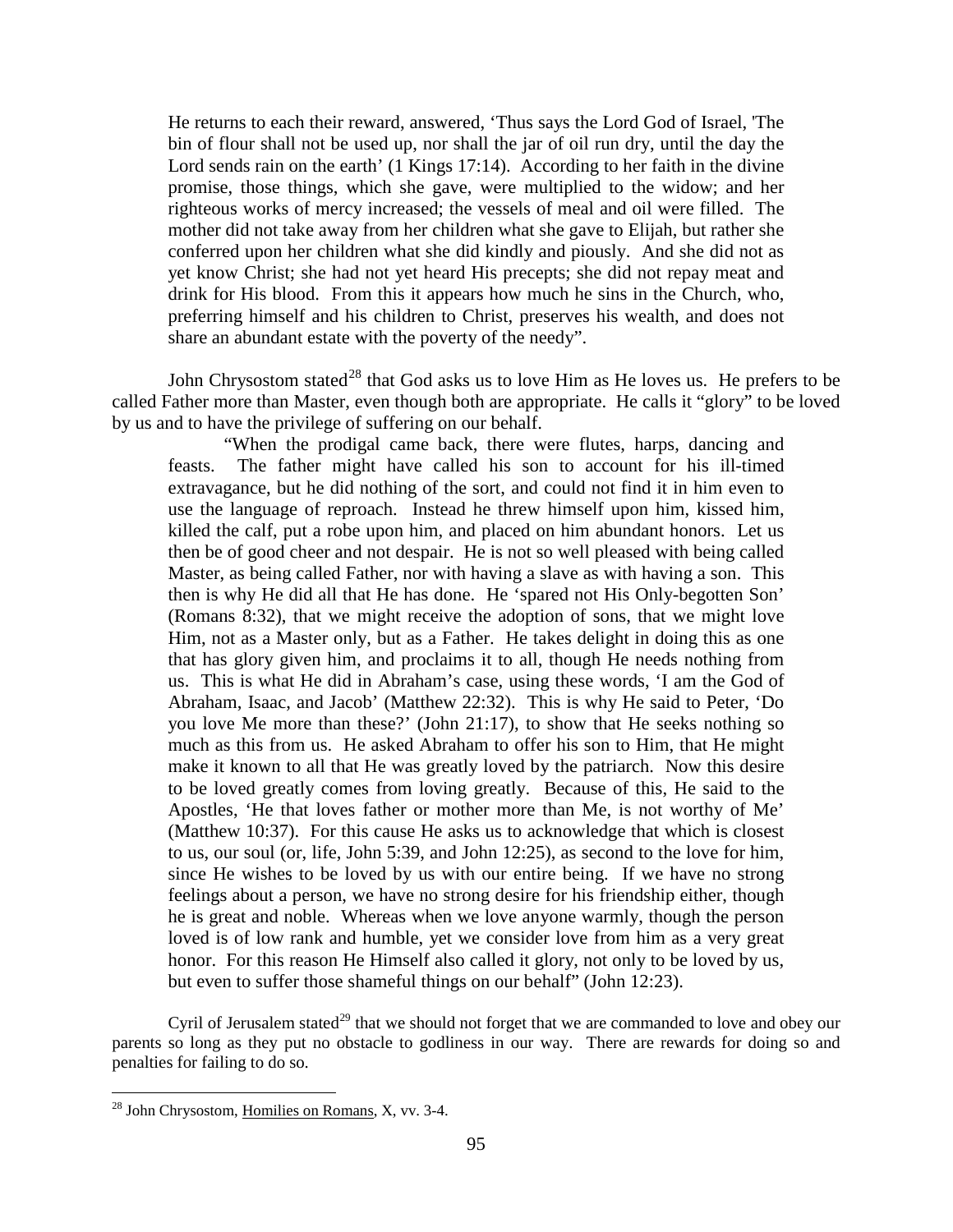> He returns to each their reward, answered, 'Thus says the Lord God of Israel, 'The bin of flour shall not be used up, nor shall the jar of oil run dry, until the day the Lord sends rain on the earth' (1 Kings 17:14). According to her faith in the divine promise, those things, which she gave, were multiplied to the widow; and her righteous works of mercy increased; the vessels of meal and oil were filled. The mother did not take away from her children what she gave to Elijah, but rather she conferred upon her children what she did kindly and piously. And she did not as yet know Christ; she had not yet heard His precepts; she did not repay meat and drink for His blood. From this it appears how much he sins in the Church, who, preferring himself and his children to Christ, preserves his wealth, and does not share an abundant estate with the poverty of the needy".

John Chrysostom stated[28] that God asks us to love Him as He loves us. He prefers to be called Father more than Master, even though both are appropriate. He calls it "glory" to be loved by us and to have the privilege of suffering on our behalf.

> "When the prodigal came back, there were flutes, harps, dancing and feasts. The father might have called his son to account for his ill-timed extravagance, but he did nothing of the sort, and could not find it in him even to use the language of reproach. Instead he threw himself upon him, kissed him, killed the calf, put a robe upon him, and placed on him abundant honors. Let us then be of good cheer and not despair. He is not so well pleased with being called Master, as being called Father, nor with having a slave as with having a son. This then is why He did all that He has done. He 'spared not His Only-begotten Son' (Romans 8:32), that we might receive the adoption of sons, that we might love Him, not as a Master only, but as a Father. He takes delight in doing this as one that has glory given him, and proclaims it to all, though He needs nothing from us. This is what He did in Abraham's case, using these words, 'I am the God of Abraham, Isaac, and Jacob' (Matthew 22:32). This is why He said to Peter, 'Do you love Me more than these?' (John 21:17), to show that He seeks nothing so much as this from us. He asked Abraham to offer his son to Him, that He might make it known to all that He was greatly loved by the patriarch. Now this desire to be loved greatly comes from loving greatly. Because of this, He said to the Apostles, 'He that loves father or mother more than Me, is not worthy of Me' (Matthew 10:37). For this cause He asks us to acknowledge that which is closest to us, our soul (or, life, John 5:39, and John 12:25), as second to the love for him, since He wishes to be loved by us with our entire being. If we have no strong feelings about a person, we have no strong desire for his friendship either, though he is great and noble. Whereas when we love anyone warmly, though the person loved is of low rank and humble, yet we consider love from him as a very great honor. For this reason He Himself also called it glory, not only to be loved by us, but even to suffer those shameful things on our behalf" (John 12:23).

Cyril of Jerusalem stated[29] that we should not forget that we are commanded to love and obey our parents so long as they put no obstacle to godliness in our way. There are rewards for doing so and penalties for failing to do so.

---

[28] John Chrysostom, Homilies on Romans, X, vv. 3-4.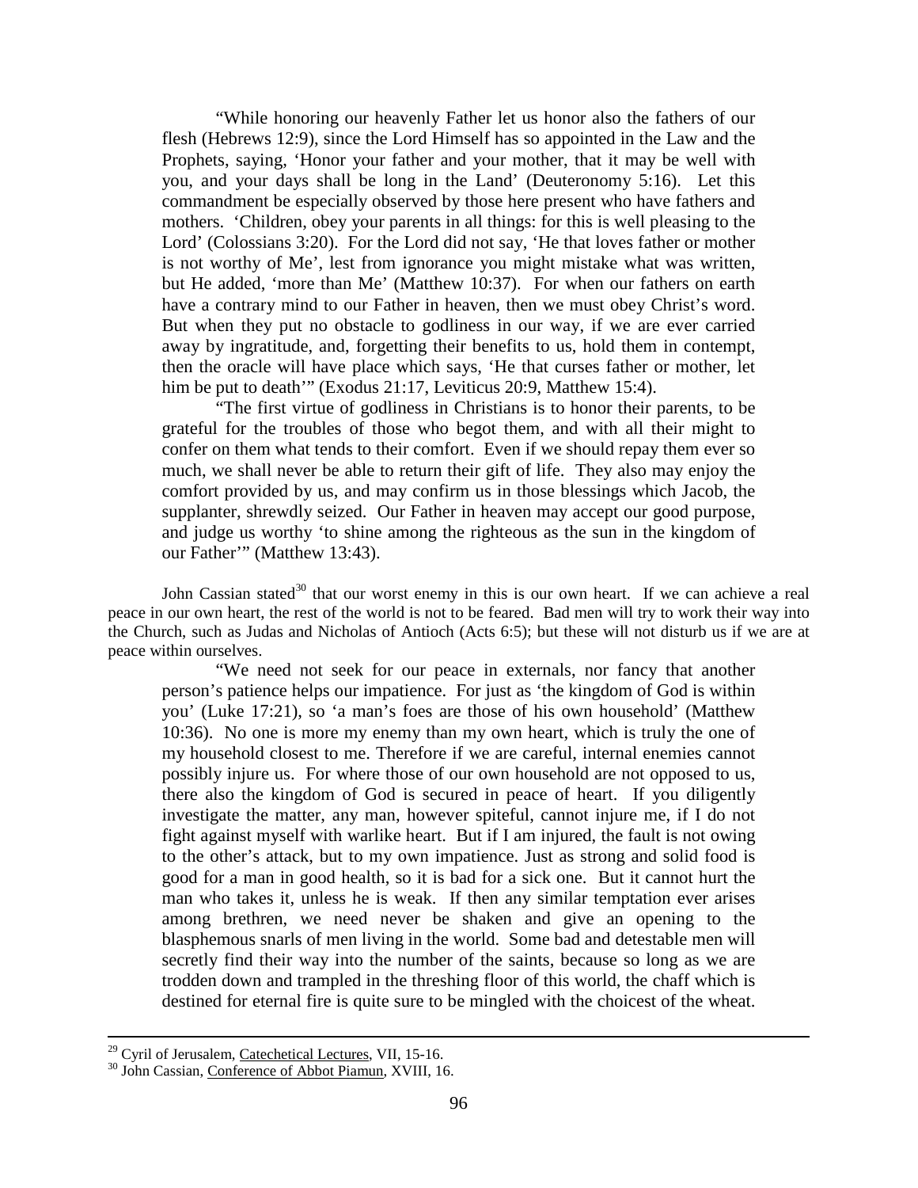> "While honoring our heavenly Father let us honor also the fathers of our flesh (Hebrews 12:9), since the Lord Himself has so appointed in the Law and the Prophets, saying, 'Honor your father and your mother, that it may be well with you, and your days shall be long in the Land' (Deuteronomy 5:16). Let this commandment be especially observed by those here present who have fathers and mothers. 'Children, obey your parents in all things: for this is well pleasing to the Lord' (Colossians 3:20). For the Lord did not say, 'He that loves father or mother is not worthy of Me', lest from ignorance you might mistake what was written, but He added, 'more than Me' (Matthew 10:37). For when our fathers on earth have a contrary mind to our Father in heaven, then we must obey Christ's word. But when they put no obstacle to godliness in our way, if we are ever carried away by ingratitude, and, forgetting their benefits to us, hold them in contempt, then the oracle will have place which says, 'He that curses father or mother, let him be put to death'" (Exodus 21:17, Leviticus 20:9, Matthew 15:4).
>
> "The first virtue of godliness in Christians is to honor their parents, to be grateful for the troubles of those who begot them, and with all their might to confer on them what tends to their comfort. Even if we should repay them ever so much, we shall never be able to return their gift of life. They also may enjoy the comfort provided by us, and may confirm us in those blessings which Jacob, the supplanter, shrewdly seized. Our Father in heaven may accept our good purpose, and judge us worthy 'to shine among the righteous as the sun in the kingdom of our Father'" (Matthew 13:43).

John Cassian stated[30] that our worst enemy in this is our own heart. If we can achieve a real peace in our own heart, the rest of the world is not to be feared. Bad men will try to work their way into the Church, such as Judas and Nicholas of Antioch (Acts 6:5); but these will not disturb us if we are at peace within ourselves.

> "We need not seek for our peace in externals, nor fancy that another person's patience helps our impatience. For just as 'the kingdom of God is within you' (Luke 17:21), so 'a man's foes are those of his own household' (Matthew 10:36). No one is more my enemy than my own heart, which is truly the one of my household closest to me. Therefore if we are careful, internal enemies cannot possibly injure us. For where those of our own household are not opposed to us, there also the kingdom of God is secured in peace of heart. If you diligently investigate the matter, any man, however spiteful, cannot injure me, if I do not fight against myself with warlike heart. But if I am injured, the fault is not owing to the other's attack, but to my own impatience. Just as strong and solid food is good for a man in good health, so it is bad for a sick one. But it cannot hurt the man who takes it, unless he is weak. If then any similar temptation ever arises among brethren, we need never be shaken and give an opening to the blasphemous snarls of men living in the world. Some bad and detestable men will secretly find their way into the number of the saints, because so long as we are trodden down and trampled in the threshing floor of this world, the chaff which is destined for eternal fire is quite sure to be mingled with the choicest of the wheat.

---

[29] Cyril of Jerusalem, Catechetical Lectures, VII, 15-16.

[30] John Cassian, Conference of Abbot Piamun, XVIII, 16.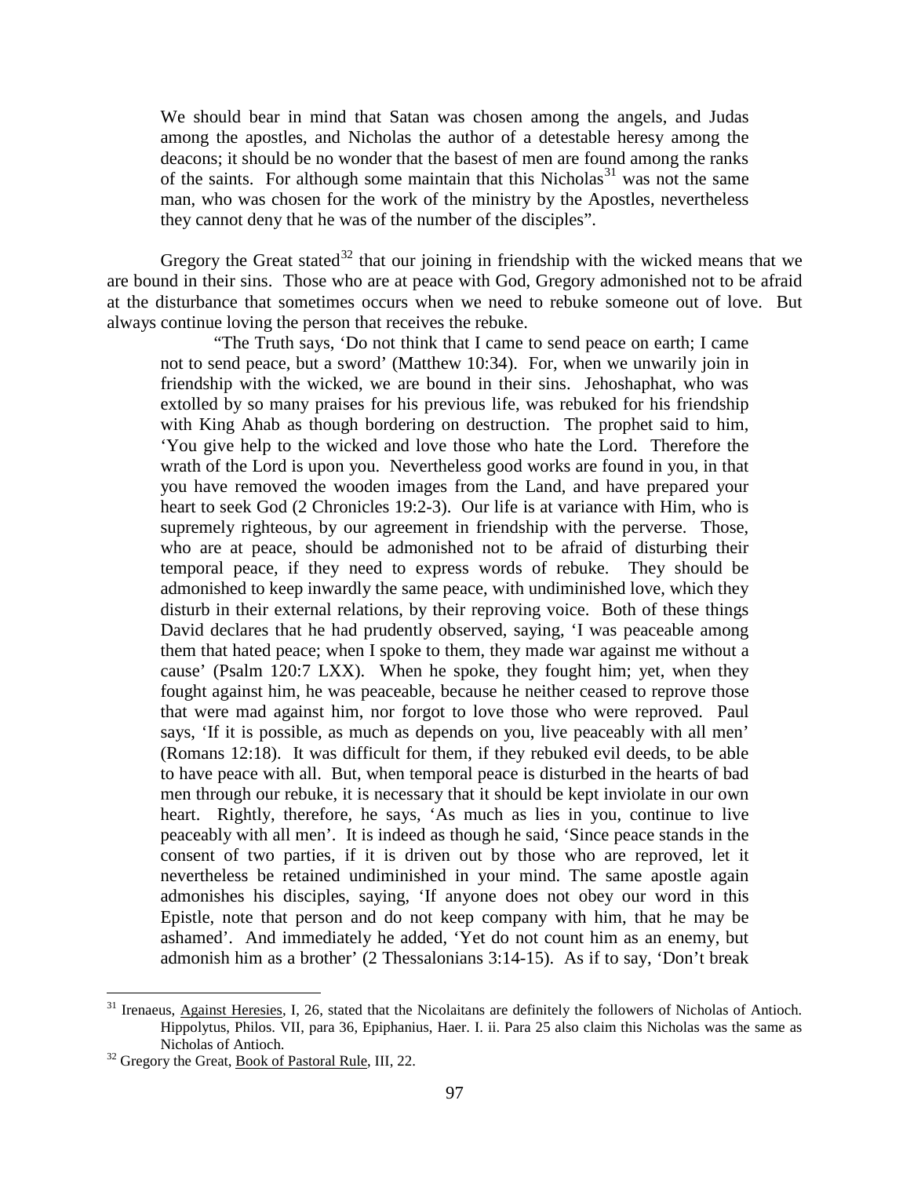> We should bear in mind that Satan was chosen among the angels, and Judas among the apostles, and Nicholas the author of a detestable heresy among the deacons; it should be no wonder that the basest of men are found among the ranks of the saints. For although some maintain that this Nicholas[31] was not the same man, who was chosen for the work of the ministry by the Apostles, nevertheless they cannot deny that he was of the number of the disciples".

Gregory the Great stated[32] that our joining in friendship with the wicked means that we are bound in their sins. Those who are at peace with God, Gregory admonished not to be afraid at the disturbance that sometimes occurs when we need to rebuke someone out of love. But always continue loving the person that receives the rebuke.

> "The Truth says, 'Do not think that I came to send peace on earth; I came not to send peace, but a sword' (Matthew 10:34). For, when we unwarily join in friendship with the wicked, we are bound in their sins. Jehoshaphat, who was extolled by so many praises for his previous life, was rebuked for his friendship with King Ahab as though bordering on destruction. The prophet said to him, 'You give help to the wicked and love those who hate the Lord. Therefore the wrath of the Lord is upon you. Nevertheless good works are found in you, in that you have removed the wooden images from the Land, and have prepared your heart to seek God (2 Chronicles 19:2-3). Our life is at variance with Him, who is supremely righteous, by our agreement in friendship with the perverse. Those, who are at peace, should be admonished not to be afraid of disturbing their temporal peace, if they need to express words of rebuke. They should be admonished to keep inwardly the same peace, with undiminished love, which they disturb in their external relations, by their reproving voice. Both of these things David declares that he had prudently observed, saying, 'I was peaceable among them that hated peace; when I spoke to them, they made war against me without a cause' (Psalm 120:7 LXX). When he spoke, they fought him; yet, when they fought against him, he was peaceable, because he neither ceased to reprove those that were mad against him, nor forgot to love those who were reproved. Paul says, 'If it is possible, as much as depends on you, live peaceably with all men' (Romans 12:18). It was difficult for them, if they rebuked evil deeds, to be able to have peace with all. But, when temporal peace is disturbed in the hearts of bad men through our rebuke, it is necessary that it should be kept inviolate in our own heart. Rightly, therefore, he says, 'As much as lies in you, continue to live peaceably with all men'. It is indeed as though he said, 'Since peace stands in the consent of two parties, if it is driven out by those who are reproved, let it nevertheless be retained undiminished in your mind. The same apostle again admonishes his disciples, saying, 'If anyone does not obey our word in this Epistle, note that person and do not keep company with him, that he may be ashamed'. And immediately he added, 'Yet do not count him as an enemy, but admonish him as a brother' (2 Thessalonians 3:14-15). As if to say, 'Don't break

---

[31] Irenaeus, Against Heresies, I, 26, stated that the Nicolaitans are definitely the followers of Nicholas of Antioch. Hippolytus, Philos. VII, para 36, Epiphanius, Haer. I. ii. Para 25 also claim this Nicholas was the same as Nicholas of Antioch.

[32] Gregory the Great, Book of Pastoral Rule, III, 22.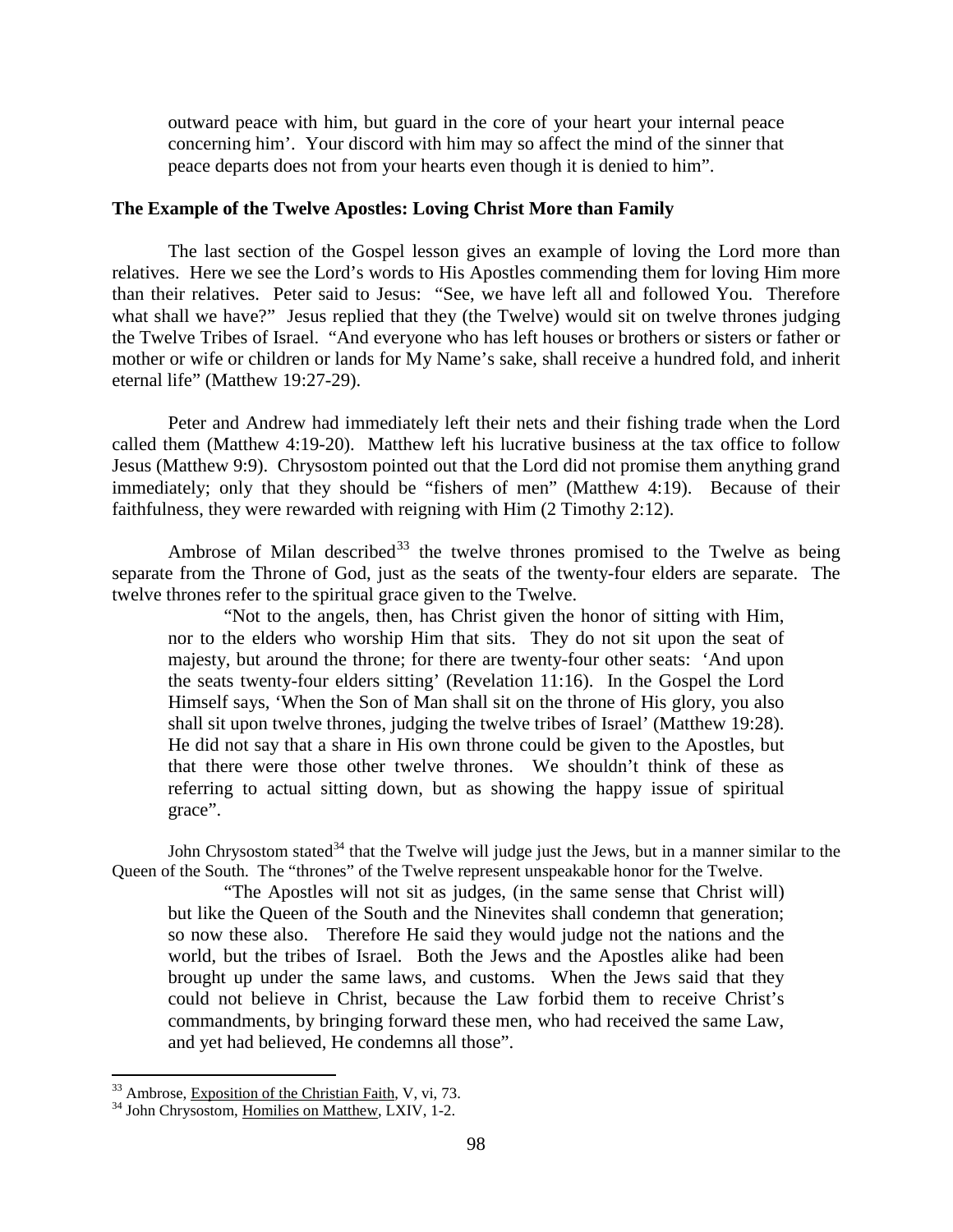outward peace with him, but guard in the core of your heart your internal peace concerning him'. Your discord with him may so affect the mind of the sinner that peace departs does not from your hearts even though it is denied to him".

### The Example of the Twelve Apostles: Loving Christ More than Family

The last section of the Gospel lesson gives an example of loving the Lord more than relatives. Here we see the Lord's words to His Apostles commending them for loving Him more than their relatives. Peter said to Jesus: "See, we have left all and followed You. Therefore what shall we have?" Jesus replied that they (the Twelve) would sit on twelve thrones judging the Twelve Tribes of Israel. "And everyone who has left houses or brothers or sisters or father or mother or wife or children or lands for My Name's sake, shall receive a hundred fold, and inherit eternal life" (Matthew 19:27-29).

Peter and Andrew had immediately left their nets and their fishing trade when the Lord called them (Matthew 4:19-20). Matthew left his lucrative business at the tax office to follow Jesus (Matthew 9:9). Chrysostom pointed out that the Lord did not promise them anything grand immediately; only that they should be "fishers of men" (Matthew 4:19). Because of their faithfulness, they were rewarded with reigning with Him (2 Timothy 2:12).

Ambrose of Milan described[33] the twelve thrones promised to the Twelve as being separate from the Throne of God, just as the seats of the twenty-four elders are separate. The twelve thrones refer to the spiritual grace given to the Twelve.

> "Not to the angels, then, has Christ given the honor of sitting with Him, nor to the elders who worship Him that sits. They do not sit upon the seat of majesty, but around the throne; for there are twenty-four other seats: 'And upon the seats twenty-four elders sitting' (Revelation 11:16). In the Gospel the Lord Himself says, 'When the Son of Man shall sit on the throne of His glory, you also shall sit upon twelve thrones, judging the twelve tribes of Israel' (Matthew 19:28). He did not say that a share in His own throne could be given to the Apostles, but that there were those other twelve thrones. We shouldn't think of these as referring to actual sitting down, but as showing the happy issue of spiritual grace".

John Chrysostom stated[34] that the Twelve will judge just the Jews, but in a manner similar to the Queen of the South. The "thrones" of the Twelve represent unspeakable honor for the Twelve.

> "The Apostles will not sit as judges, (in the same sense that Christ will) but like the Queen of the South and the Ninevites shall condemn that generation; so now these also. Therefore He said they would judge not the nations and the world, but the tribes of Israel. Both the Jews and the Apostles alike had been brought up under the same laws, and customs. When the Jews said that they could not believe in Christ, because the Law forbid them to receive Christ's commandments, by bringing forward these men, who had received the same Law, and yet had believed, He condemns all those".

---

[33] Ambrose, Exposition of the Christian Faith, V, vi, 73.

[34] John Chrysostom, Homilies on Matthew, LXIV, 1-2.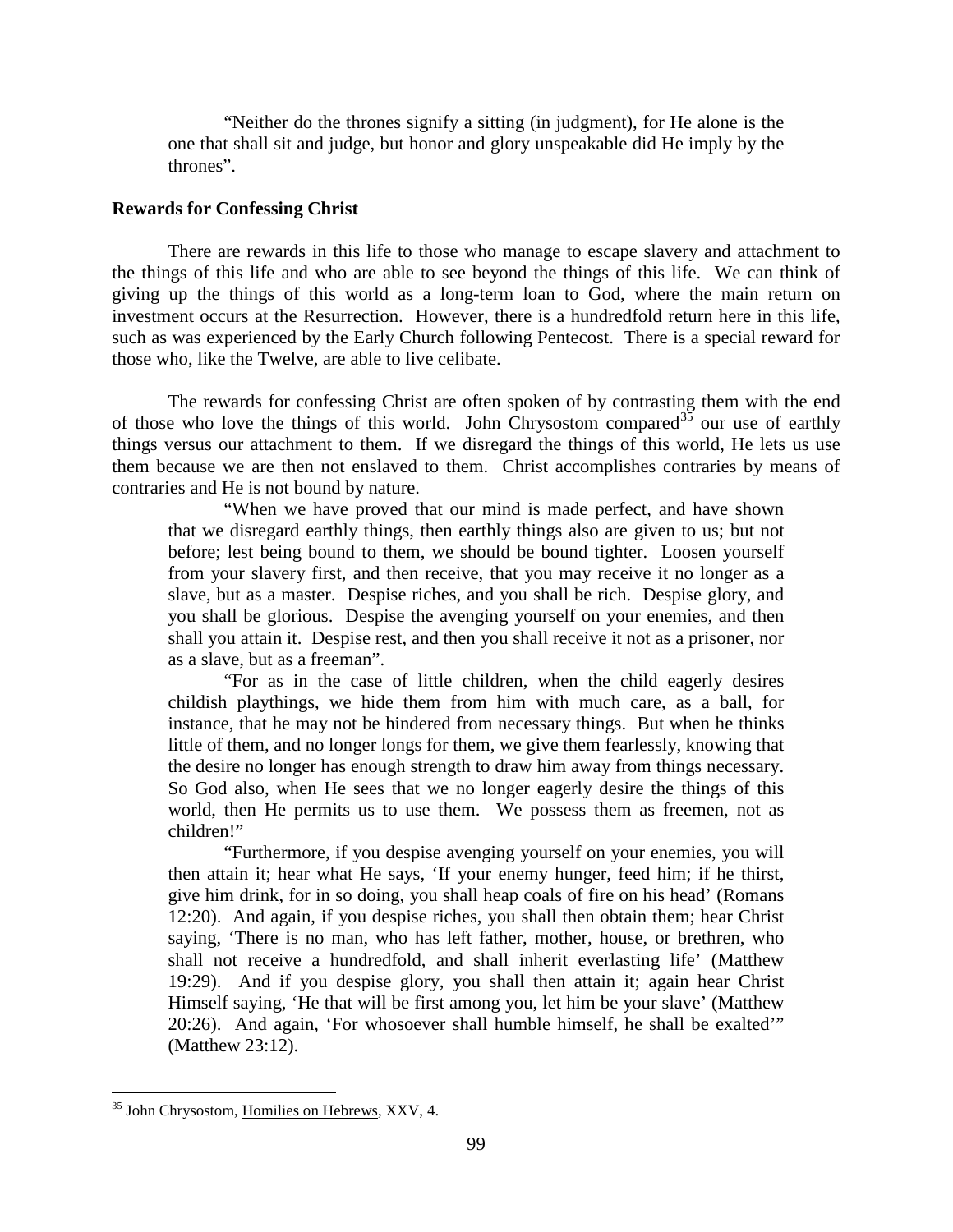"Neither do the thrones signify a sitting (in judgment), for He alone is the one that shall sit and judge, but honor and glory unspeakable did He imply by the thrones".

**Rewards for Confessing Christ**

There are rewards in this life to those who manage to escape slavery and attachment to the things of this life and who are able to see beyond the things of this life. We can think of giving up the things of this world as a long-term loan to God, where the main return on investment occurs at the Resurrection. However, there is a hundredfold return here in this life, such as was experienced by the Early Church following Pentecost. There is a special reward for those who, like the Twelve, are able to live celibate.

The rewards for confessing Christ are often spoken of by contrasting them with the end of those who love the things of this world. John Chrysostom compared[35] our use of earthly things versus our attachment to them. If we disregard the things of this world, He lets us use them because we are then not enslaved to them. Christ accomplishes contraries by means of contraries and He is not bound by nature.

> "When we have proved that our mind is made perfect, and have shown that we disregard earthly things, then earthly things also are given to us; but not before; lest being bound to them, we should be bound tighter. Loosen yourself from your slavery first, and then receive, that you may receive it no longer as a slave, but as a master. Despise riches, and you shall be rich. Despise glory, and you shall be glorious. Despise the avenging yourself on your enemies, and then shall you attain it. Despise rest, and then you shall receive it not as a prisoner, nor as a slave, but as a freeman".
>
> "For as in the case of little children, when the child eagerly desires childish playthings, we hide them from him with much care, as a ball, for instance, that he may not be hindered from necessary things. But when he thinks little of them, and no longer longs for them, we give them fearlessly, knowing that the desire no longer has enough strength to draw him away from things necessary. So God also, when He sees that we no longer eagerly desire the things of this world, then He permits us to use them. We possess them as freemen, not as children!"
>
> "Furthermore, if you despise avenging yourself on your enemies, you will then attain it; hear what He says, 'If your enemy hunger, feed him; if he thirst, give him drink, for in so doing, you shall heap coals of fire on his head' (Romans 12:20). And again, if you despise riches, you shall then obtain them; hear Christ saying, 'There is no man, who has left father, mother, house, or brethren, who shall not receive a hundredfold, and shall inherit everlasting life' (Matthew 19:29). And if you despise glory, you shall then attain it; again hear Christ Himself saying, 'He that will be first among you, let him be your slave' (Matthew 20:26). And again, 'For whosoever shall humble himself, he shall be exalted'" (Matthew 23:12).

---

[35] John Chrysostom, Homilies on Hebrews, XXV, 4.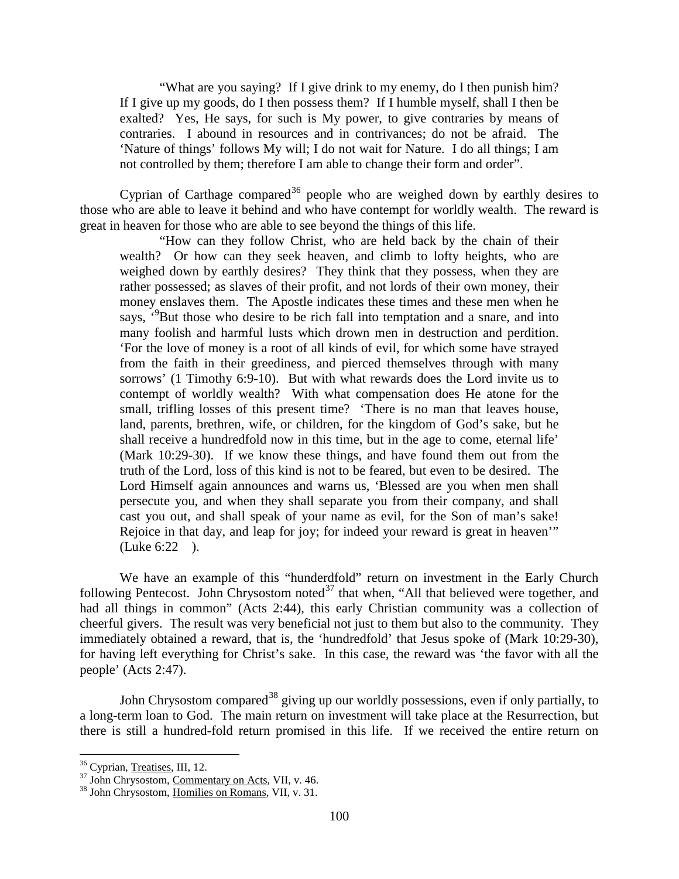> "What are you saying? If I give drink to my enemy, do I then punish him? If I give up my goods, do I then possess them? If I humble myself, shall I then be exalted? Yes, He says, for such is My power, to give contraries by means of contraries. I abound in resources and in contrivances; do not be afraid. The 'Nature of things' follows My will; I do not wait for Nature. I do all things; I am not controlled by them; therefore I am able to change their form and order".

Cyprian of Carthage compared[36] people who are weighed down by earthly desires to those who are able to leave it behind and who have contempt for worldly wealth. The reward is great in heaven for those who are able to see beyond the things of this life.

> "How can they follow Christ, who are held back by the chain of their wealth? Or how can they seek heaven, and climb to lofty heights, who are weighed down by earthly desires? They think that they possess, when they are rather possessed; as slaves of their profit, and not lords of their own money, their money enslaves them. The Apostle indicates these times and these men when he says, '[9]But those who desire to be rich fall into temptation and a snare, and into many foolish and harmful lusts which drown men in destruction and perdition. 'For the love of money is a root of all kinds of evil, for which some have strayed from the faith in their greediness, and pierced themselves through with many sorrows' (1 Timothy 6:9-10). But with what rewards does the Lord invite us to contempt of worldly wealth? With what compensation does He atone for the small, trifling losses of this present time? 'There is no man that leaves house, land, parents, brethren, wife, or children, for the kingdom of God's sake, but he shall receive a hundredfold now in this time, but in the age to come, eternal life' (Mark 10:29-30). If we know these things, and have found them out from the truth of the Lord, loss of this kind is not to be feared, but even to be desired. The Lord Himself again announces and warns us, 'Blessed are you when men shall persecute you, and when they shall separate you from their company, and shall cast you out, and shall speak of your name as evil, for the Son of man's sake! Rejoice in that day, and leap for joy; for indeed your reward is great in heaven'" (Luke 6:22 ).

We have an example of this "hunderdfold" return on investment in the Early Church following Pentecost. John Chrysostom noted[37] that when, "All that believed were together, and had all things in common" (Acts 2:44), this early Christian community was a collection of cheerful givers. The result was very beneficial not just to them but also to the community. They immediately obtained a reward, that is, the 'hundredfold' that Jesus spoke of (Mark 10:29-30), for having left everything for Christ's sake. In this case, the reward was 'the favor with all the people' (Acts 2:47).

John Chrysostom compared[38] giving up our worldly possessions, even if only partially, to a long-term loan to God. The main return on investment will take place at the Resurrection, but there is still a hundred-fold return promised in this life. If we received the entire return on

---

[36] Cyprian, Treatises, III, 12.

[37] John Chrysostom, Commentary on Acts, VII, v. 46.

[38] John Chrysostom, Homilies on Romans, VII, v. 31.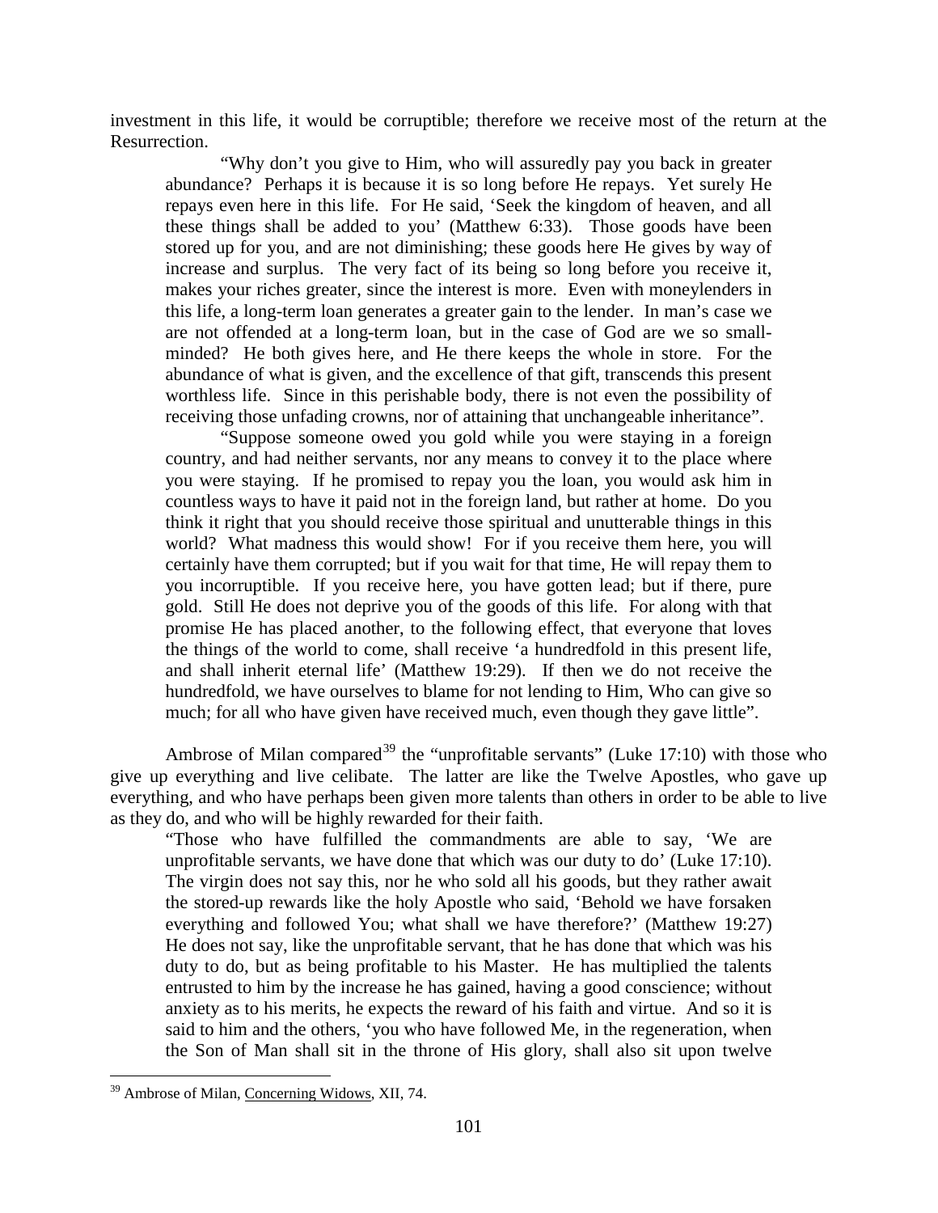investment in this life, it would be corruptible; therefore we receive most of the return at the Resurrection.

> "Why don't you give to Him, who will assuredly pay you back in greater abundance? Perhaps it is because it is so long before He repays. Yet surely He repays even here in this life. For He said, 'Seek the kingdom of heaven, and all these things shall be added to you' (Matthew 6:33). Those goods have been stored up for you, and are not diminishing; these goods here He gives by way of increase and surplus. The very fact of its being so long before you receive it, makes your riches greater, since the interest is more. Even with moneylenders in this life, a long-term loan generates a greater gain to the lender. In man's case we are not offended at a long-term loan, but in the case of God are we so small-minded? He both gives here, and He there keeps the whole in store. For the abundance of what is given, and the excellence of that gift, transcends this present worthless life. Since in this perishable body, there is not even the possibility of receiving those unfading crowns, nor of attaining that unchangeable inheritance".
>
> "Suppose someone owed you gold while you were staying in a foreign country, and had neither servants, nor any means to convey it to the place where you were staying. If he promised to repay you the loan, you would ask him in countless ways to have it paid not in the foreign land, but rather at home. Do you think it right that you should receive those spiritual and unutterable things in this world? What madness this would show! For if you receive them here, you will certainly have them corrupted; but if you wait for that time, He will repay them to you incorruptible. If you receive here, you have gotten lead; but if there, pure gold. Still He does not deprive you of the goods of this life. For along with that promise He has placed another, to the following effect, that everyone that loves the things of the world to come, shall receive 'a hundredfold in this present life, and shall inherit eternal life' (Matthew 19:29). If then we do not receive the hundredfold, we have ourselves to blame for not lending to Him, Who can give so much; for all who have given have received much, even though they gave little".

Ambrose of Milan compared[39] the "unprofitable servants" (Luke 17:10) with those who give up everything and live celibate. The latter are like the Twelve Apostles, who gave up everything, and who have perhaps been given more talents than others in order to be able to live as they do, and who will be highly rewarded for their faith.

> "Those who have fulfilled the commandments are able to say, 'We are unprofitable servants, we have done that which was our duty to do' (Luke 17:10). The virgin does not say this, nor he who sold all his goods, but they rather await the stored-up rewards like the holy Apostle who said, 'Behold we have forsaken everything and followed You; what shall we have therefore?' (Matthew 19:27) He does not say, like the unprofitable servant, that he has done that which was his duty to do, but as being profitable to his Master. He has multiplied the talents entrusted to him by the increase he has gained, having a good conscience; without anxiety as to his merits, he expects the reward of his faith and virtue. And so it is said to him and the others, 'you who have followed Me, in the regeneration, when the Son of Man shall sit in the throne of His glory, shall also sit upon twelve

[39] Ambrose of Milan, Concerning Widows, XII, 74.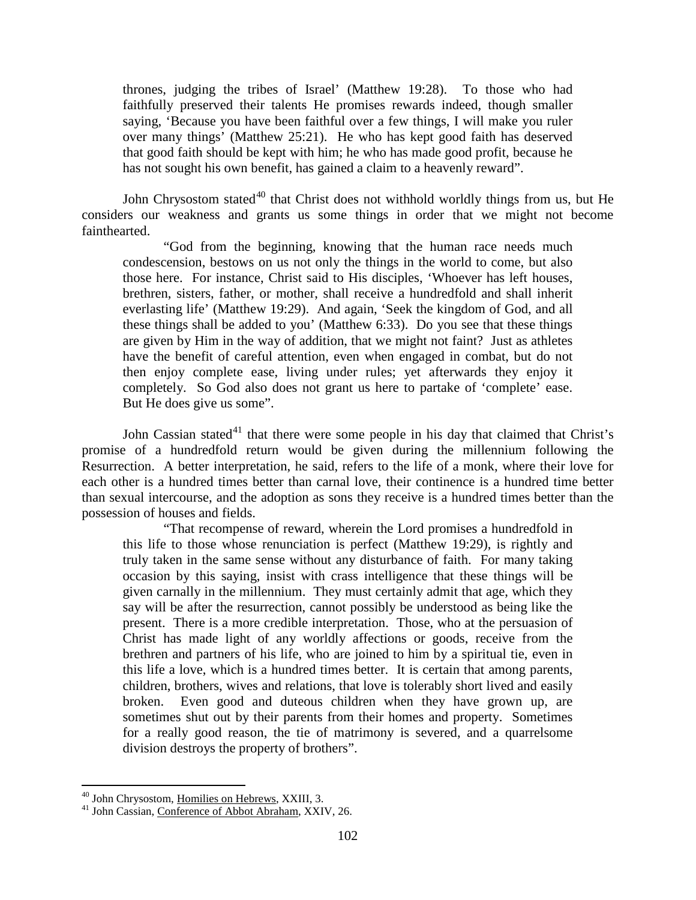> thrones, judging the tribes of Israel' (Matthew 19:28). To those who had faithfully preserved their talents He promises rewards indeed, though smaller saying, 'Because you have been faithful over a few things, I will make you ruler over many things' (Matthew 25:21). He who has kept good faith has deserved that good faith should be kept with him; he who has made good profit, because he has not sought his own benefit, has gained a claim to a heavenly reward".

John Chrysostom stated[40] that Christ does not withhold worldly things from us, but He considers our weakness and grants us some things in order that we might not become fainthearted.

> "God from the beginning, knowing that the human race needs much condescension, bestows on us not only the things in the world to come, but also those here. For instance, Christ said to His disciples, 'Whoever has left houses, brethren, sisters, father, or mother, shall receive a hundredfold and shall inherit everlasting life' (Matthew 19:29). And again, 'Seek the kingdom of God, and all these things shall be added to you' (Matthew 6:33). Do you see that these things are given by Him in the way of addition, that we might not faint? Just as athletes have the benefit of careful attention, even when engaged in combat, but do not then enjoy complete ease, living under rules; yet afterwards they enjoy it completely. So God also does not grant us here to partake of 'complete' ease. But He does give us some".

John Cassian stated[41] that there were some people in his day that claimed that Christ's promise of a hundredfold return would be given during the millennium following the Resurrection. A better interpretation, he said, refers to the life of a monk, where their love for each other is a hundred times better than carnal love, their continence is a hundred time better than sexual intercourse, and the adoption as sons they receive is a hundred times better than the possession of houses and fields.

> "That recompense of reward, wherein the Lord promises a hundredfold in this life to those whose renunciation is perfect (Matthew 19:29), is rightly and truly taken in the same sense without any disturbance of faith. For many taking occasion by this saying, insist with crass intelligence that these things will be given carnally in the millennium. They must certainly admit that age, which they say will be after the resurrection, cannot possibly be understood as being like the present. There is a more credible interpretation. Those, who at the persuasion of Christ has made light of any worldly affections or goods, receive from the brethren and partners of his life, who are joined to him by a spiritual tie, even in this life a love, which is a hundred times better. It is certain that among parents, children, brothers, wives and relations, that love is tolerably short lived and easily broken. Even good and duteous children when they have grown up, are sometimes shut out by their parents from their homes and property. Sometimes for a really good reason, the tie of matrimony is severed, and a quarrelsome division destroys the property of brothers".

---

[40] John Chrysostom, Homilies on Hebrews, XXIII, 3.

[41] John Cassian, Conference of Abbot Abraham, XXIV, 26.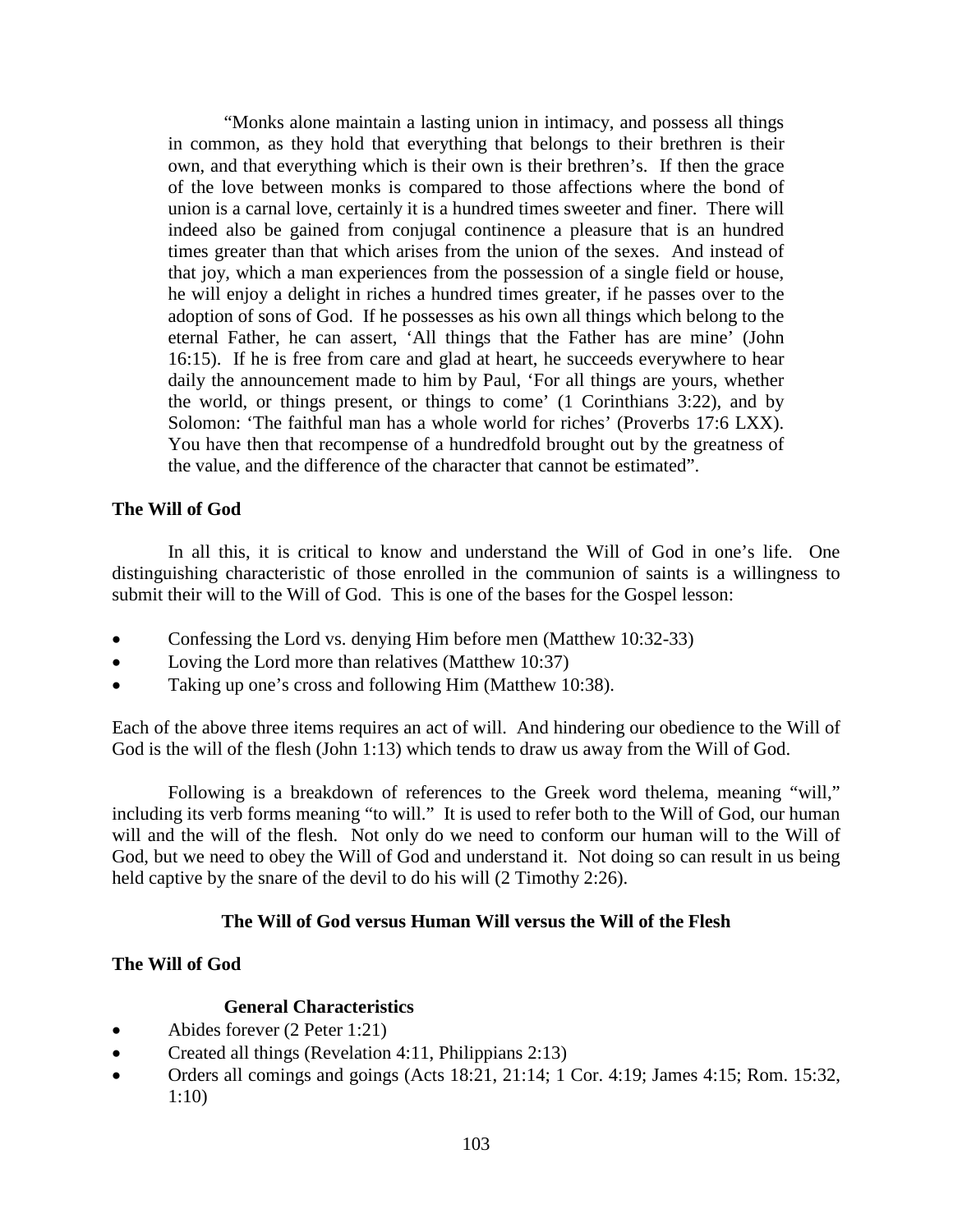> "Monks alone maintain a lasting union in intimacy, and possess all things in common, as they hold that everything that belongs to their brethren is their own, and that everything which is their own is their brethren's. If then the grace of the love between monks is compared to those affections where the bond of union is a carnal love, certainly it is a hundred times sweeter and finer. There will indeed also be gained from conjugal continence a pleasure that is an hundred times greater than that which arises from the union of the sexes. And instead of that joy, which a man experiences from the possession of a single field or house, he will enjoy a delight in riches a hundred times greater, if he passes over to the adoption of sons of God. If he possesses as his own all things which belong to the eternal Father, he can assert, 'All things that the Father has are mine' (John 16:15). If he is free from care and glad at heart, he succeeds everywhere to hear daily the announcement made to him by Paul, 'For all things are yours, whether the world, or things present, or things to come' (1 Corinthians 3:22), and by Solomon: 'The faithful man has a whole world for riches' (Proverbs 17:6 LXX). You have then that recompense of a hundredfold brought out by the greatness of the value, and the difference of the character that cannot be estimated".

**The Will of God**

In all this, it is critical to know and understand the Will of God in one's life. One distinguishing characteristic of those enrolled in the communion of saints is a willingness to submit their will to the Will of God. This is one of the bases for the Gospel lesson:

- Confessing the Lord vs. denying Him before men (Matthew 10:32-33)
- Loving the Lord more than relatives (Matthew 10:37)
- Taking up one's cross and following Him (Matthew 10:38).

Each of the above three items requires an act of will. And hindering our obedience to the Will of God is the will of the flesh (John 1:13) which tends to draw us away from the Will of God.

Following is a breakdown of references to the Greek word thelema, meaning "will," including its verb forms meaning "to will." It is used to refer both to the Will of God, our human will and the will of the flesh. Not only do we need to conform our human will to the Will of God, but we need to obey the Will of God and understand it. Not doing so can result in us being held captive by the snare of the devil to do his will (2 Timothy 2:26).

**The Will of God versus Human Will versus the Will of the Flesh**

**The Will of God**

**General Characteristics**

- Abides forever (2 Peter 1:21)
- Created all things (Revelation 4:11, Philippians 2:13)
- Orders all comings and goings (Acts 18:21, 21:14; 1 Cor. 4:19; James 4:15; Rom. 15:32, 1:10)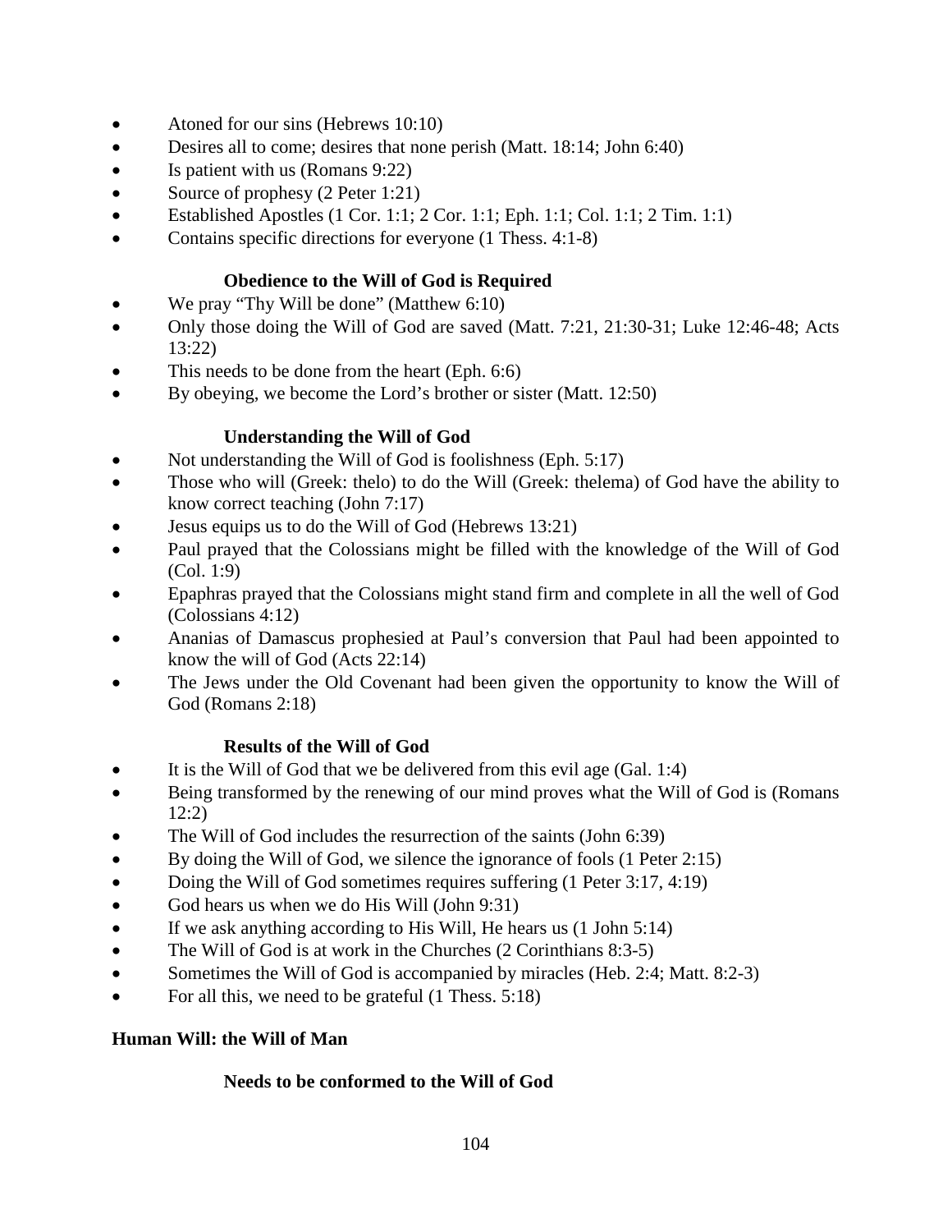- Atoned for our sins (Hebrews 10:10)
- Desires all to come; desires that none perish (Matt. 18:14; John 6:40)
- Is patient with us (Romans 9:22)
- Source of prophesy (2 Peter 1:21)
- Established Apostles (1 Cor. 1:1; 2 Cor. 1:1; Eph. 1:1; Col. 1:1; 2 Tim. 1:1)
- Contains specific directions for everyone (1 Thess. 4:1-8)

### Obedience to the Will of God is Required

- We pray "Thy Will be done" (Matthew 6:10)
- Only those doing the Will of God are saved (Matt. 7:21, 21:30-31; Luke 12:46-48; Acts 13:22)
- This needs to be done from the heart (Eph. 6:6)
- By obeying, we become the Lord's brother or sister (Matt. 12:50)

### Understanding the Will of God

- Not understanding the Will of God is foolishness (Eph. 5:17)
- Those who will (Greek: thelo) to do the Will (Greek: thelema) of God have the ability to know correct teaching (John 7:17)
- Jesus equips us to do the Will of God (Hebrews 13:21)
- Paul prayed that the Colossians might be filled with the knowledge of the Will of God (Col. 1:9)
- Epaphras prayed that the Colossians might stand firm and complete in all the well of God (Colossians 4:12)
- Ananias of Damascus prophesied at Paul's conversion that Paul had been appointed to know the will of God (Acts 22:14)
- The Jews under the Old Covenant had been given the opportunity to know the Will of God (Romans 2:18)

### Results of the Will of God

- It is the Will of God that we be delivered from this evil age (Gal. 1:4)
- Being transformed by the renewing of our mind proves what the Will of God is (Romans 12:2)
- The Will of God includes the resurrection of the saints (John 6:39)
- By doing the Will of God, we silence the ignorance of fools (1 Peter 2:15)
- Doing the Will of God sometimes requires suffering (1 Peter 3:17, 4:19)
- God hears us when we do His Will (John 9:31)
- If we ask anything according to His Will, He hears us (1 John 5:14)
- The Will of God is at work in the Churches (2 Corinthians 8:3-5)
- Sometimes the Will of God is accompanied by miracles (Heb. 2:4; Matt. 8:2-3)
- For all this, we need to be grateful (1 Thess. 5:18)

## Human Will: the Will of Man

### Needs to be conformed to the Will of God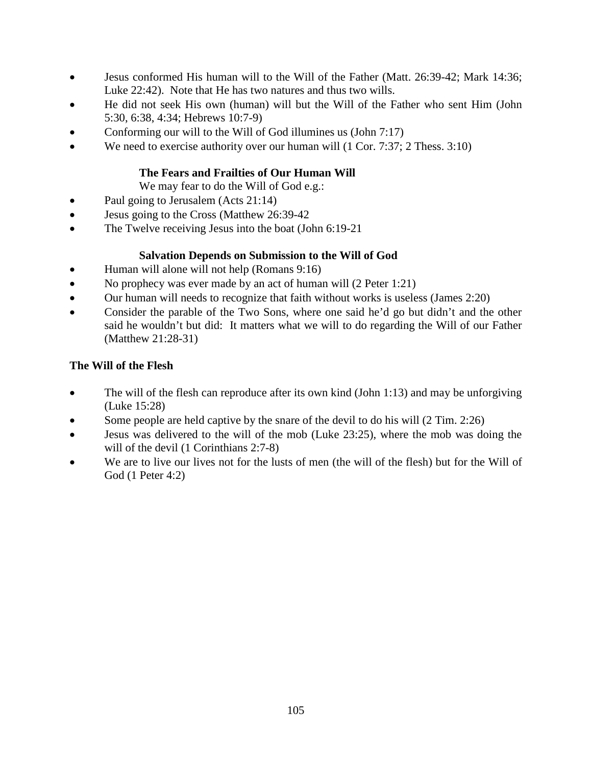- Jesus conformed His human will to the Will of the Father (Matt. 26:39-42; Mark 14:36; Luke 22:42). Note that He has two natures and thus two wills.
- He did not seek His own (human) will but the Will of the Father who sent Him (John 5:30, 6:38, 4:34; Hebrews 10:7-9)
- Conforming our will to the Will of God illumines us (John 7:17)
- We need to exercise authority over our human will (1 Cor. 7:37; 2 Thess. 3:10)

#### The Fears and Frailties of Our Human Will

We may fear to do the Will of God e.g.:

- Paul going to Jerusalem (Acts 21:14)
- Jesus going to the Cross (Matthew 26:39-42
- The Twelve receiving Jesus into the boat (John 6:19-21

#### Salvation Depends on Submission to the Will of God

- Human will alone will not help (Romans 9:16)
- No prophecy was ever made by an act of human will (2 Peter 1:21)
- Our human will needs to recognize that faith without works is useless (James 2:20)
- Consider the parable of the Two Sons, where one said he'd go but didn't and the other said he wouldn't but did: It matters what we will to do regarding the Will of our Father (Matthew 21:28-31)

### The Will of the Flesh

- The will of the flesh can reproduce after its own kind (John 1:13) and may be unforgiving (Luke 15:28)
- Some people are held captive by the snare of the devil to do his will (2 Tim. 2:26)
- Jesus was delivered to the will of the mob (Luke 23:25), where the mob was doing the will of the devil (1 Corinthians 2:7-8)
- We are to live our lives not for the lusts of men (the will of the flesh) but for the Will of God (1 Peter 4:2)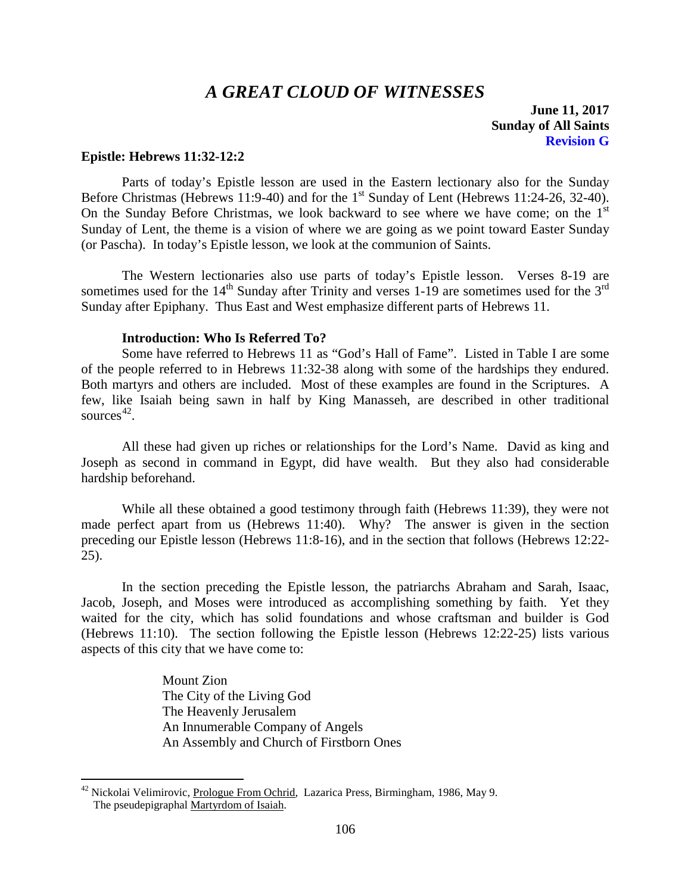# *A GREAT CLOUD OF WITNESSES*

**June 11, 2017**
**Sunday of All Saints**
**Revision G**

**Epistle: Hebrews 11:32-12:2**

Parts of today's Epistle lesson are used in the Eastern lectionary also for the Sunday Before Christmas (Hebrews 11:9-40) and for the 1st Sunday of Lent (Hebrews 11:24-26, 32-40). On the Sunday Before Christmas, we look backward to see where we have come; on the 1st Sunday of Lent, the theme is a vision of where we are going as we point toward Easter Sunday (or Pascha). In today's Epistle lesson, we look at the communion of Saints.

The Western lectionaries also use parts of today's Epistle lesson. Verses 8-19 are sometimes used for the 14th Sunday after Trinity and verses 1-19 are sometimes used for the 3rd Sunday after Epiphany. Thus East and West emphasize different parts of Hebrews 11.

**Introduction: Who Is Referred To?**

Some have referred to Hebrews 11 as "God's Hall of Fame". Listed in Table I are some of the people referred to in Hebrews 11:32-38 along with some of the hardships they endured. Both martyrs and others are included. Most of these examples are found in the Scriptures. A few, like Isaiah being sawn in half by King Manasseh, are described in other traditional sources[42].

All these had given up riches or relationships for the Lord's Name. David as king and Joseph as second in command in Egypt, did have wealth. But they also had considerable hardship beforehand.

While all these obtained a good testimony through faith (Hebrews 11:39), they were not made perfect apart from us (Hebrews 11:40). Why? The answer is given in the section preceding our Epistle lesson (Hebrews 11:8-16), and in the section that follows (Hebrews 12:22-25).

In the section preceding the Epistle lesson, the patriarchs Abraham and Sarah, Isaac, Jacob, Joseph, and Moses were introduced as accomplishing something by faith. Yet they waited for the city, which has solid foundations and whose craftsman and builder is God (Hebrews 11:10). The section following the Epistle lesson (Hebrews 12:22-25) lists various aspects of this city that we have come to:

Mount Zion
The City of the Living God
The Heavenly Jerusalem
An Innumerable Company of Angels
An Assembly and Church of Firstborn Ones

---

[42] Nickolai Velimirovic, Prologue From Ochrid, Lazarica Press, Birmingham, 1986, May 9. The pseudepigraphal Martyrdom of Isaiah.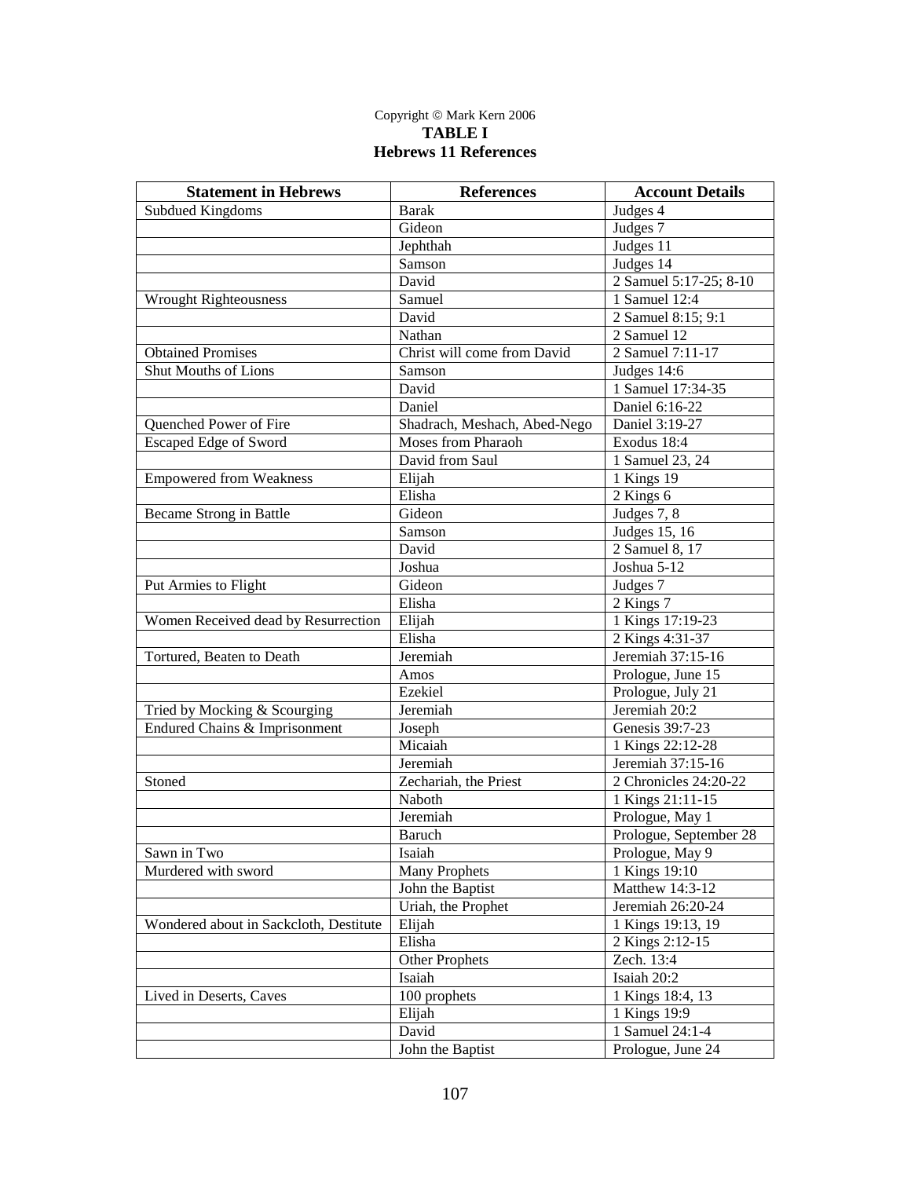Copyright © Mark Kern 2006

**TABLE I**

**Hebrews 11 References**

| Statement in Hebrews | References | Account Details |
|---|---|---|
| Subdued Kingdoms | Barak | Judges 4 |
| | Gideon | Judges 7 |
| | Jephthah | Judges 11 |
| | Samson | Judges 14 |
| | David | 2 Samuel 5:17-25; 8-10 |
| Wrought Righteousness | Samuel | 1 Samuel 12:4 |
| | David | 2 Samuel 8:15; 9:1 |
| | Nathan | 2 Samuel 12 |
| Obtained Promises | Christ will come from David | 2 Samuel 7:11-17 |
| Shut Mouths of Lions | Samson | Judges 14:6 |
| | David | 1 Samuel 17:34-35 |
| | Daniel | Daniel 6:16-22 |
| Quenched Power of Fire | Shadrach, Meshach, Abed-Nego | Daniel 3:19-27 |
| Escaped Edge of Sword | Moses from Pharaoh | Exodus 18:4 |
| | David from Saul | 1 Samuel 23, 24 |
| Empowered from Weakness | Elijah | 1 Kings 19 |
| | Elisha | 2 Kings 6 |
| Became Strong in Battle | Gideon | Judges 7, 8 |
| | Samson | Judges 15, 16 |
| | David | 2 Samuel 8, 17 |
| | Joshua | Joshua 5-12 |
| Put Armies to Flight | Gideon | Judges 7 |
| | Elisha | 2 Kings 7 |
| Women Received dead by Resurrection | Elijah | 1 Kings 17:19-23 |
| | Elisha | 2 Kings 4:31-37 |
| Tortured, Beaten to Death | Jeremiah | Jeremiah 37:15-16 |
| | Amos | Prologue, June 15 |
| | Ezekiel | Prologue, July 21 |
| Tried by Mocking & Scourging | Jeremiah | Jeremiah 20:2 |
| Endured Chains & Imprisonment | Joseph | Genesis 39:7-23 |
| | Micaiah | 1 Kings 22:12-28 |
| | Jeremiah | Jeremiah 37:15-16 |
| Stoned | Zechariah, the Priest | 2 Chronicles 24:20-22 |
| | Naboth | 1 Kings 21:11-15 |
| | Jeremiah | Prologue, May 1 |
| | Baruch | Prologue, September 28 |
| Sawn in Two | Isaiah | Prologue, May 9 |
| Murdered with sword | Many Prophets | 1 Kings 19:10 |
| | John the Baptist | Matthew 14:3-12 |
| | Uriah, the Prophet | Jeremiah 26:20-24 |
| Wondered about in Sackcloth, Destitute | Elijah | 1 Kings 19:13, 19 |
| | Elisha | 2 Kings 2:12-15 |
| | Other Prophets | Zech. 13:4 |
| | Isaiah | Isaiah 20:2 |
| Lived in Deserts, Caves | 100 prophets | 1 Kings 18:4, 13 |
| | Elijah | 1 Kings 19:9 |
| | David | 1 Samuel 24:1-4 |
| | John the Baptist | Prologue, June 24 |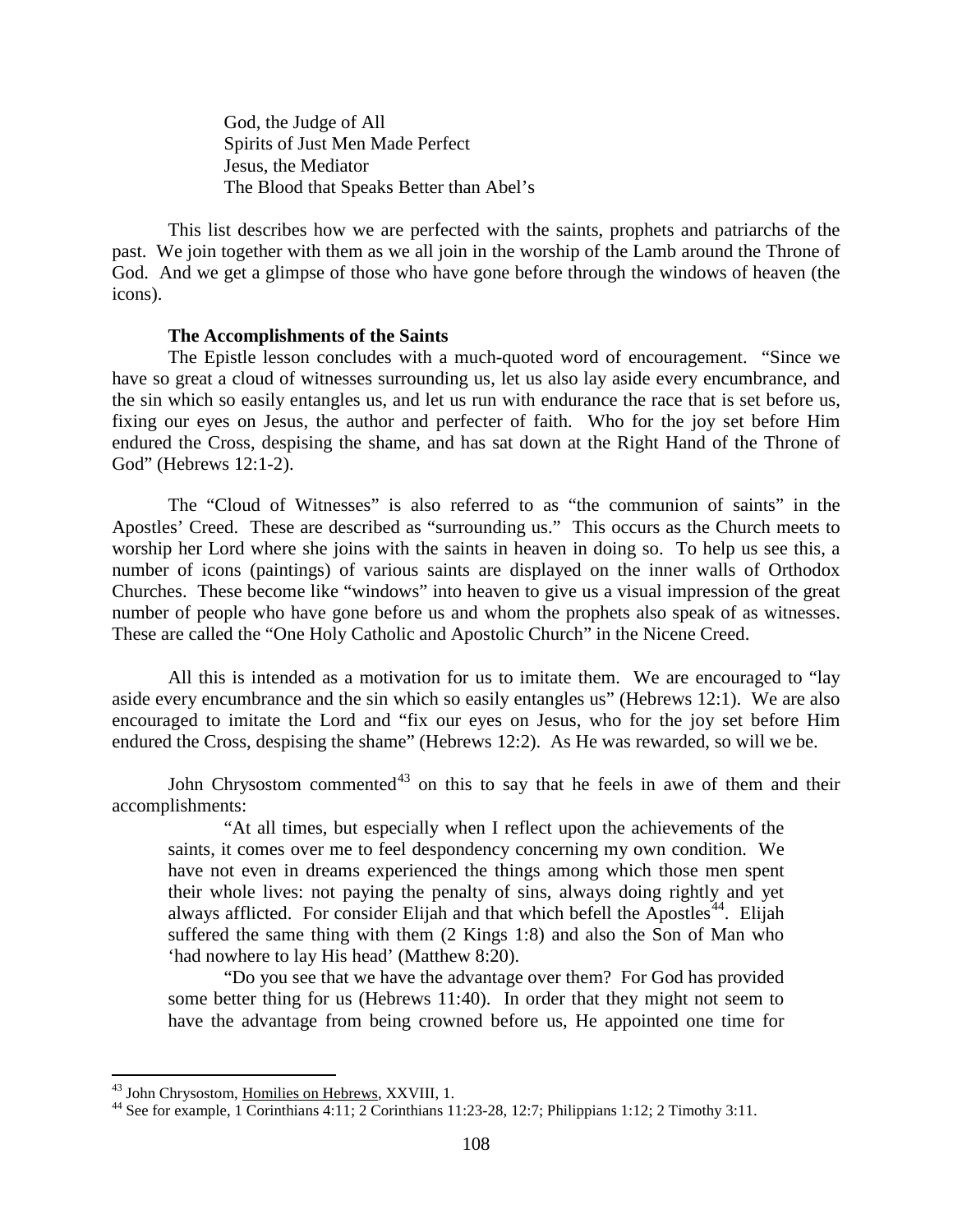God, the Judge of All
Spirits of Just Men Made Perfect
Jesus, the Mediator
The Blood that Speaks Better than Abel's

This list describes how we are perfected with the saints, prophets and patriarchs of the past. We join together with them as we all join in the worship of the Lamb around the Throne of God. And we get a glimpse of those who have gone before through the windows of heaven (the icons).

**The Accomplishments of the Saints**

The Epistle lesson concludes with a much-quoted word of encouragement. "Since we have so great a cloud of witnesses surrounding us, let us also lay aside every encumbrance, and the sin which so easily entangles us, and let us run with endurance the race that is set before us, fixing our eyes on Jesus, the author and perfecter of faith. Who for the joy set before Him endured the Cross, despising the shame, and has sat down at the Right Hand of the Throne of God" (Hebrews 12:1-2).

The "Cloud of Witnesses" is also referred to as "the communion of saints" in the Apostles' Creed. These are described as "surrounding us." This occurs as the Church meets to worship her Lord where she joins with the saints in heaven in doing so. To help us see this, a number of icons (paintings) of various saints are displayed on the inner walls of Orthodox Churches. These become like "windows" into heaven to give us a visual impression of the great number of people who have gone before us and whom the prophets also speak of as witnesses. These are called the "One Holy Catholic and Apostolic Church" in the Nicene Creed.

All this is intended as a motivation for us to imitate them. We are encouraged to "lay aside every encumbrance and the sin which so easily entangles us" (Hebrews 12:1). We are also encouraged to imitate the Lord and "fix our eyes on Jesus, who for the joy set before Him endured the Cross, despising the shame" (Hebrews 12:2). As He was rewarded, so will we be.

John Chrysostom commented[43] on this to say that he feels in awe of them and their accomplishments:

> "At all times, but especially when I reflect upon the achievements of the saints, it comes over me to feel despondency concerning my own condition. We have not even in dreams experienced the things among which those men spent their whole lives: not paying the penalty of sins, always doing rightly and yet always afflicted. For consider Elijah and that which befell the Apostles[44]. Elijah suffered the same thing with them (2 Kings 1:8) and also the Son of Man who 'had nowhere to lay His head' (Matthew 8:20).
>
> "Do you see that we have the advantage over them? For God has provided some better thing for us (Hebrews 11:40). In order that they might not seem to have the advantage from being crowned before us, He appointed one time for

---

[43] John Chrysostom, Homilies on Hebrews, XXVIII, 1.

[44] See for example, 1 Corinthians 4:11; 2 Corinthians 11:23-28, 12:7; Philippians 1:12; 2 Timothy 3:11.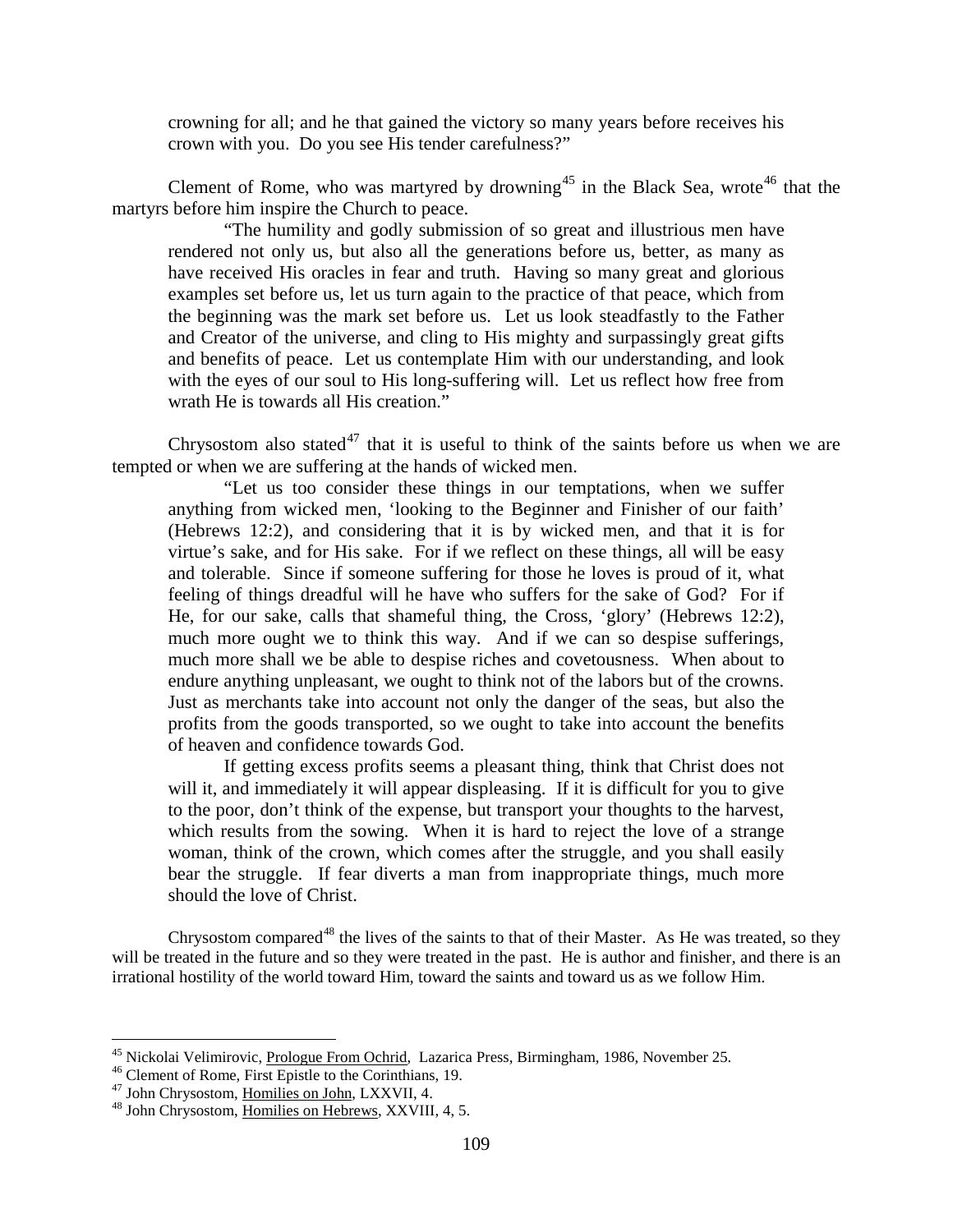> crowning for all; and he that gained the victory so many years before receives his crown with you. Do you see His tender carefulness?"

Clement of Rome, who was martyred by drowning[45] in the Black Sea, wrote[46] that the martyrs before him inspire the Church to peace.

> "The humility and godly submission of so great and illustrious men have rendered not only us, but also all the generations before us, better, as many as have received His oracles in fear and truth. Having so many great and glorious examples set before us, let us turn again to the practice of that peace, which from the beginning was the mark set before us. Let us look steadfastly to the Father and Creator of the universe, and cling to His mighty and surpassingly great gifts and benefits of peace. Let us contemplate Him with our understanding, and look with the eyes of our soul to His long-suffering will. Let us reflect how free from wrath He is towards all His creation."

Chrysostom also stated[47] that it is useful to think of the saints before us when we are tempted or when we are suffering at the hands of wicked men.

> "Let us too consider these things in our temptations, when we suffer anything from wicked men, 'looking to the Beginner and Finisher of our faith' (Hebrews 12:2), and considering that it is by wicked men, and that it is for virtue's sake, and for His sake. For if we reflect on these things, all will be easy and tolerable. Since if someone suffering for those he loves is proud of it, what feeling of things dreadful will he have who suffers for the sake of God? For if He, for our sake, calls that shameful thing, the Cross, 'glory' (Hebrews 12:2), much more ought we to think this way. And if we can so despise sufferings, much more shall we be able to despise riches and covetousness. When about to endure anything unpleasant, we ought to think not of the labors but of the crowns. Just as merchants take into account not only the danger of the seas, but also the profits from the goods transported, so we ought to take into account the benefits of heaven and confidence towards God.
>
> If getting excess profits seems a pleasant thing, think that Christ does not will it, and immediately it will appear displeasing. If it is difficult for you to give to the poor, don't think of the expense, but transport your thoughts to the harvest, which results from the sowing. When it is hard to reject the love of a strange woman, think of the crown, which comes after the struggle, and you shall easily bear the struggle. If fear diverts a man from inappropriate things, much more should the love of Christ.

Chrysostom compared[48] the lives of the saints to that of their Master. As He was treated, so they will be treated in the future and so they were treated in the past. He is author and finisher, and there is an irrational hostility of the world toward Him, toward the saints and toward us as we follow Him.

---

[45] Nickolai Velimirovic, Prologue From Ochrid, Lazarica Press, Birmingham, 1986, November 25.

[46] Clement of Rome, First Epistle to the Corinthians, 19.

[47] John Chrysostom, Homilies on John, LXXVII, 4.

[48] John Chrysostom, Homilies on Hebrews, XXVIII, 4, 5.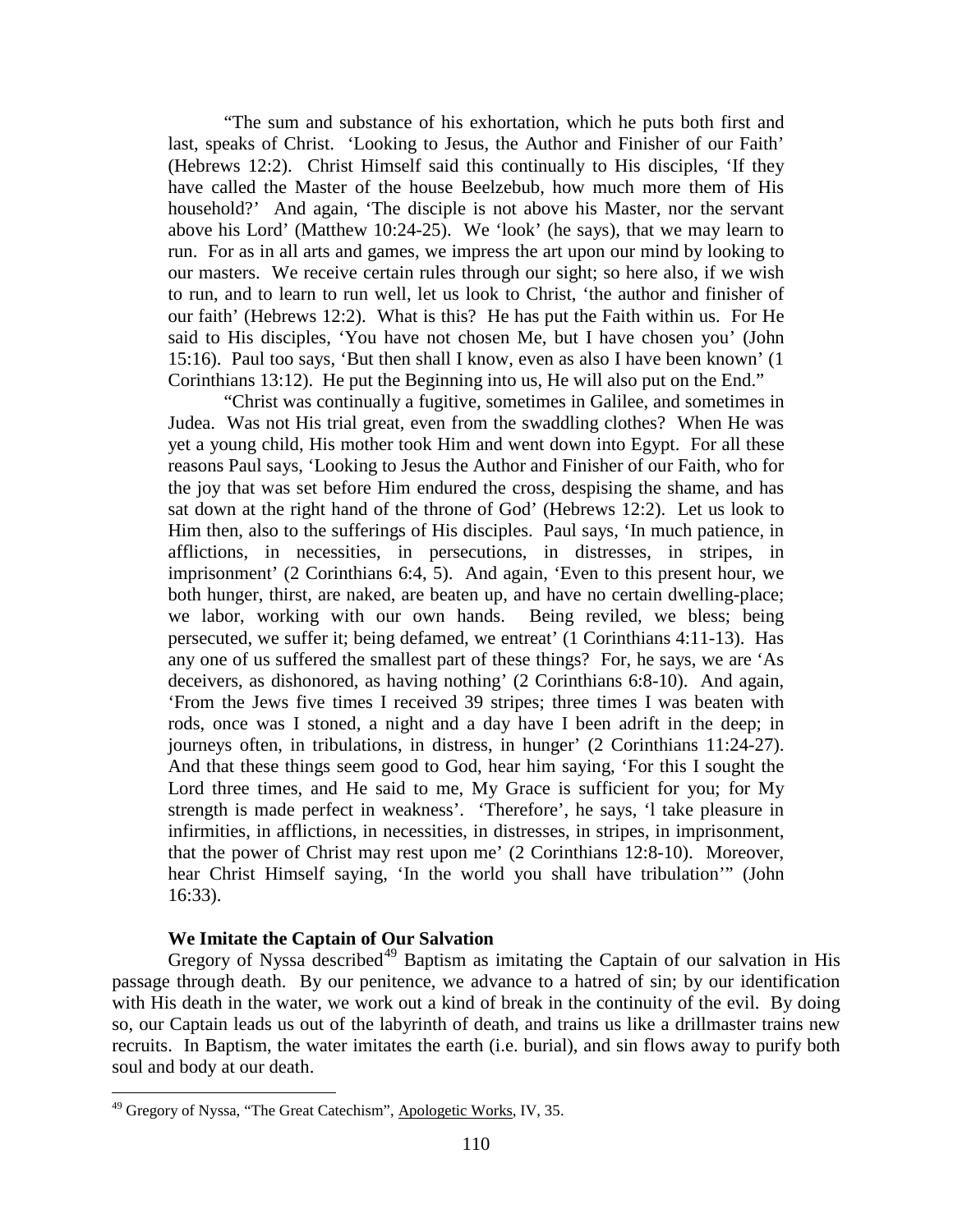"The sum and substance of his exhortation, which he puts both first and last, speaks of Christ. 'Looking to Jesus, the Author and Finisher of our Faith' (Hebrews 12:2). Christ Himself said this continually to His disciples, 'If they have called the Master of the house Beelzebub, how much more them of His household?' And again, 'The disciple is not above his Master, nor the servant above his Lord' (Matthew 10:24-25). We 'look' (he says), that we may learn to run. For as in all arts and games, we impress the art upon our mind by looking to our masters. We receive certain rules through our sight; so here also, if we wish to run, and to learn to run well, let us look to Christ, 'the author and finisher of our faith' (Hebrews 12:2). What is this? He has put the Faith within us. For He said to His disciples, 'You have not chosen Me, but I have chosen you' (John 15:16). Paul too says, 'But then shall I know, even as also I have been known' (1 Corinthians 13:12). He put the Beginning into us, He will also put on the End."

"Christ was continually a fugitive, sometimes in Galilee, and sometimes in Judea. Was not His trial great, even from the swaddling clothes? When He was yet a young child, His mother took Him and went down into Egypt. For all these reasons Paul says, 'Looking to Jesus the Author and Finisher of our Faith, who for the joy that was set before Him endured the cross, despising the shame, and has sat down at the right hand of the throne of God' (Hebrews 12:2). Let us look to Him then, also to the sufferings of His disciples. Paul says, 'In much patience, in afflictions, in necessities, in persecutions, in distresses, in stripes, in imprisonment' (2 Corinthians 6:4, 5). And again, 'Even to this present hour, we both hunger, thirst, are naked, are beaten up, and have no certain dwelling-place; we labor, working with our own hands. Being reviled, we bless; being persecuted, we suffer it; being defamed, we entreat' (1 Corinthians 4:11-13). Has any one of us suffered the smallest part of these things? For, he says, we are 'As deceivers, as dishonored, as having nothing' (2 Corinthians 6:8-10). And again, 'From the Jews five times I received 39 stripes; three times I was beaten with rods, once was I stoned, a night and a day have I been adrift in the deep; in journeys often, in tribulations, in distress, in hunger' (2 Corinthians 11:24-27). And that these things seem good to God, hear him saying, 'For this I sought the Lord three times, and He said to me, My Grace is sufficient for you; for My strength is made perfect in weakness'. 'Therefore', he says, 'l take pleasure in infirmities, in afflictions, in necessities, in distresses, in stripes, in imprisonment, that the power of Christ may rest upon me' (2 Corinthians 12:8-10). Moreover, hear Christ Himself saying, 'In the world you shall have tribulation'" (John 16:33).

### We Imitate the Captain of Our Salvation

Gregory of Nyssa described[49] Baptism as imitating the Captain of our salvation in His passage through death. By our penitence, we advance to a hatred of sin; by our identification with His death in the water, we work out a kind of break in the continuity of the evil. By doing so, our Captain leads us out of the labyrinth of death, and trains us like a drillmaster trains new recruits. In Baptism, the water imitates the earth (i.e. burial), and sin flows away to purify both soul and body at our death.

---

[49] Gregory of Nyssa, "The Great Catechism", Apologetic Works, IV, 35.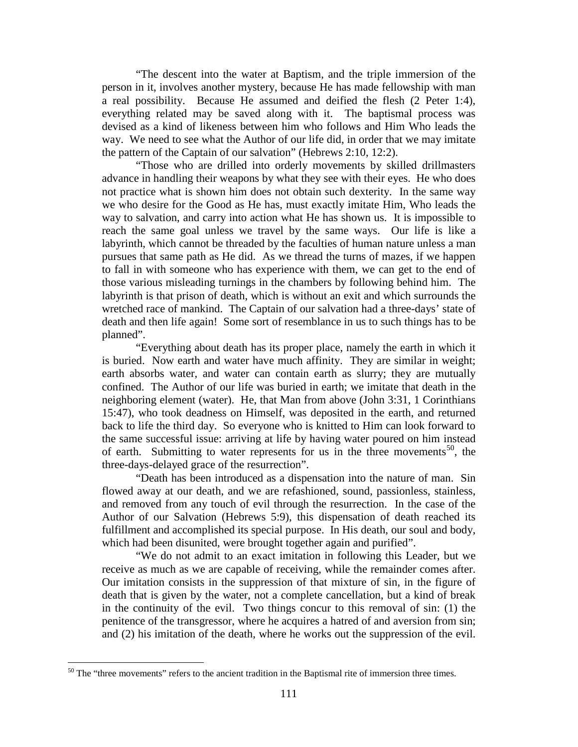“The descent into the water at Baptism, and the triple immersion of the person in it, involves another mystery, because He has made fellowship with man a real possibility. Because He assumed and deified the flesh (2 Peter 1:4), everything related may be saved along with it. The baptismal process was devised as a kind of likeness between him who follows and Him Who leads the way. We need to see what the Author of our life did, in order that we may imitate the pattern of the Captain of our salvation” (Hebrews 2:10, 12:2).

“Those who are drilled into orderly movements by skilled drillmasters advance in handling their weapons by what they see with their eyes. He who does not practice what is shown him does not obtain such dexterity. In the same way we who desire for the Good as He has, must exactly imitate Him, Who leads the way to salvation, and carry into action what He has shown us. It is impossible to reach the same goal unless we travel by the same ways. Our life is like a labyrinth, which cannot be threaded by the faculties of human nature unless a man pursues that same path as He did. As we thread the turns of mazes, if we happen to fall in with someone who has experience with them, we can get to the end of those various misleading turnings in the chambers by following behind him. The labyrinth is that prison of death, which is without an exit and which surrounds the wretched race of mankind. The Captain of our salvation had a three-days’ state of death and then life again! Some sort of resemblance in us to such things has to be planned”.

“Everything about death has its proper place, namely the earth in which it is buried. Now earth and water have much affinity. They are similar in weight; earth absorbs water, and water can contain earth as slurry; they are mutually confined. The Author of our life was buried in earth; we imitate that death in the neighboring element (water). He, that Man from above (John 3:31, 1 Corinthians 15:47), who took deadness on Himself, was deposited in the earth, and returned back to life the third day. So everyone who is knitted to Him can look forward to the same successful issue: arriving at life by having water poured on him instead of earth. Submitting to water represents for us in the three movements[50], the three-days-delayed grace of the resurrection”.

“Death has been introduced as a dispensation into the nature of man. Sin flowed away at our death, and we are refashioned, sound, passionless, stainless, and removed from any touch of evil through the resurrection. In the case of the Author of our Salvation (Hebrews 5:9), this dispensation of death reached its fulfillment and accomplished its special purpose. In His death, our soul and body, which had been disunited, were brought together again and purified”.

“We do not admit to an exact imitation in following this Leader, but we receive as much as we are capable of receiving, while the remainder comes after. Our imitation consists in the suppression of that mixture of sin, in the figure of death that is given by the water, not a complete cancellation, but a kind of break in the continuity of the evil. Two things concur to this removal of sin: (1) the penitence of the transgressor, where he acquires a hatred of and aversion from sin; and (2) his imitation of the death, where he works out the suppression of the evil.

[50] The “three movements” refers to the ancient tradition in the Baptismal rite of immersion three times.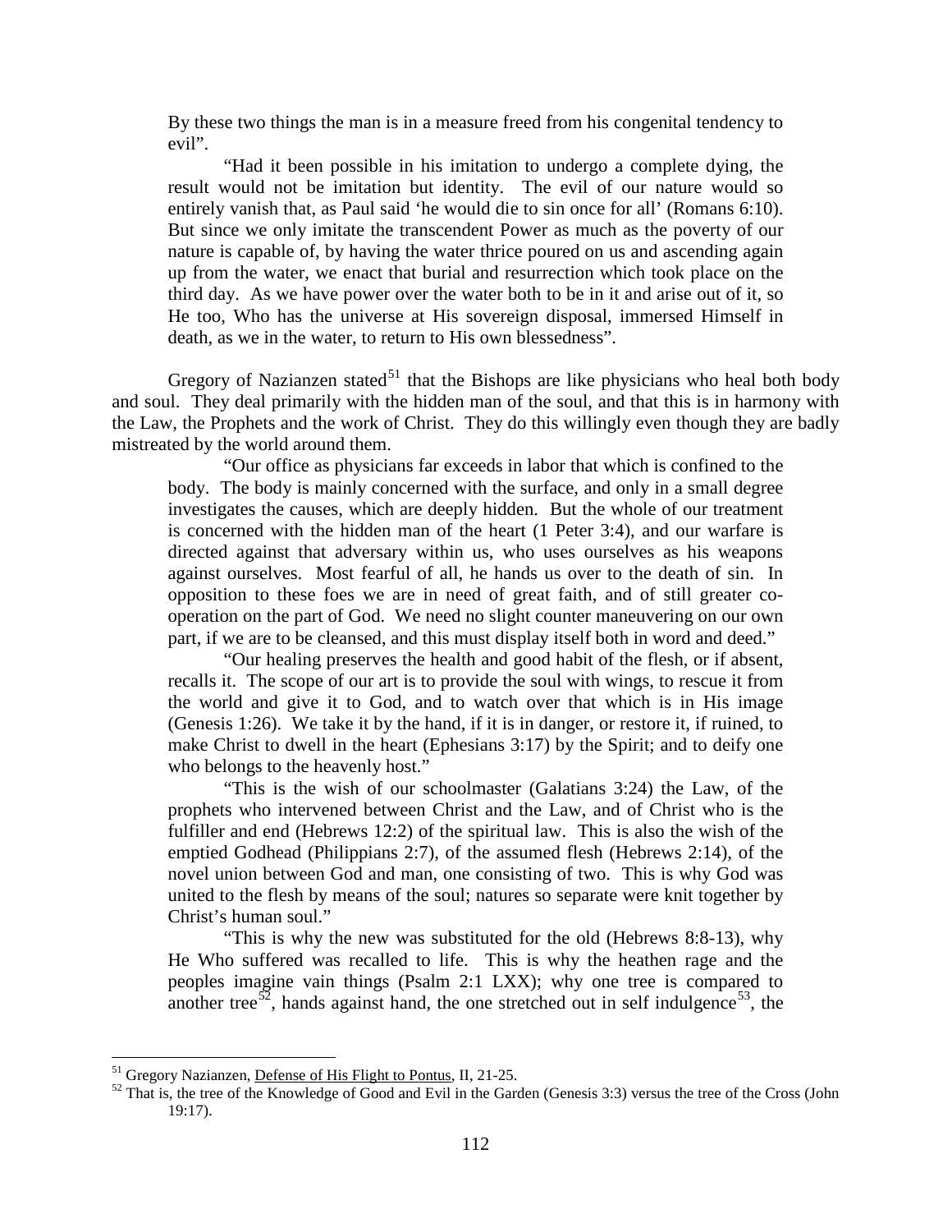By these two things the man is in a measure freed from his congenital tendency to evil".

"Had it been possible in his imitation to undergo a complete dying, the result would not be imitation but identity. The evil of our nature would so entirely vanish that, as Paul said 'he would die to sin once for all' (Romans 6:10). But since we only imitate the transcendent Power as much as the poverty of our nature is capable of, by having the water thrice poured on us and ascending again up from the water, we enact that burial and resurrection which took place on the third day. As we have power over the water both to be in it and arise out of it, so He too, Who has the universe at His sovereign disposal, immersed Himself in death, as we in the water, to return to His own blessedness".

Gregory of Nazianzen stated[51] that the Bishops are like physicians who heal both body and soul. They deal primarily with the hidden man of the soul, and that this is in harmony with the Law, the Prophets and the work of Christ. They do this willingly even though they are badly mistreated by the world around them.

"Our office as physicians far exceeds in labor that which is confined to the body. The body is mainly concerned with the surface, and only in a small degree investigates the causes, which are deeply hidden. But the whole of our treatment is concerned with the hidden man of the heart (1 Peter 3:4), and our warfare is directed against that adversary within us, who uses ourselves as his weapons against ourselves. Most fearful of all, he hands us over to the death of sin. In opposition to these foes we are in need of great faith, and of still greater co-operation on the part of God. We need no slight counter maneuvering on our own part, if we are to be cleansed, and this must display itself both in word and deed."

"Our healing preserves the health and good habit of the flesh, or if absent, recalls it. The scope of our art is to provide the soul with wings, to rescue it from the world and give it to God, and to watch over that which is in His image (Genesis 1:26). We take it by the hand, if it is in danger, or restore it, if ruined, to make Christ to dwell in the heart (Ephesians 3:17) by the Spirit; and to deify one who belongs to the heavenly host."

"This is the wish of our schoolmaster (Galatians 3:24) the Law, of the prophets who intervened between Christ and the Law, and of Christ who is the fulfiller and end (Hebrews 12:2) of the spiritual law. This is also the wish of the emptied Godhead (Philippians 2:7), of the assumed flesh (Hebrews 2:14), of the novel union between God and man, one consisting of two. This is why God was united to the flesh by means of the soul; natures so separate were knit together by Christ's human soul."

"This is why the new was substituted for the old (Hebrews 8:8-13), why He Who suffered was recalled to life. This is why the heathen rage and the peoples imagine vain things (Psalm 2:1 LXX); why one tree is compared to another tree[52], hands against hand, the one stretched out in self indulgence[53], the

---

[51] Gregory Nazianzen, Defense of His Flight to Pontus, II, 21-25.

[52] That is, the tree of the Knowledge of Good and Evil in the Garden (Genesis 3:3) versus the tree of the Cross (John 19:17).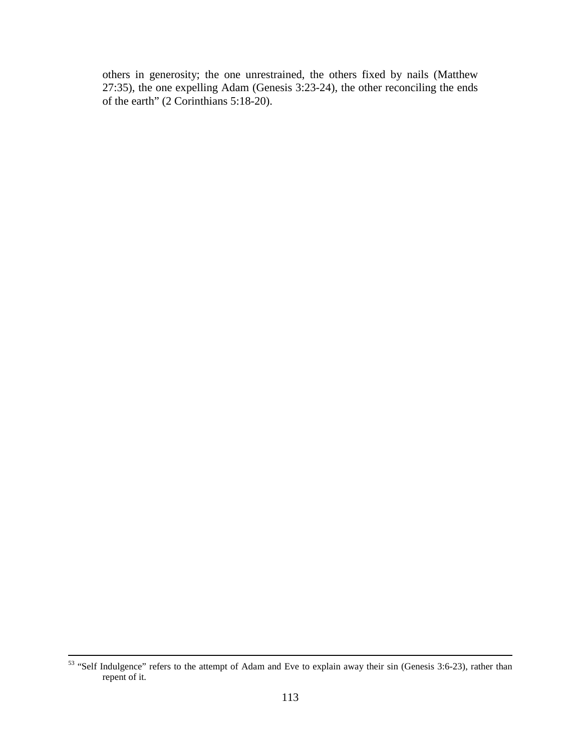others in generosity; the one unrestrained, the others fixed by nails (Matthew 27:35), the one expelling Adam (Genesis 3:23-24), the other reconciling the ends of the earth" (2 Corinthians 5:18-20).

---

[53] "Self Indulgence" refers to the attempt of Adam and Eve to explain away their sin (Genesis 3:6-23), rather than repent of it.